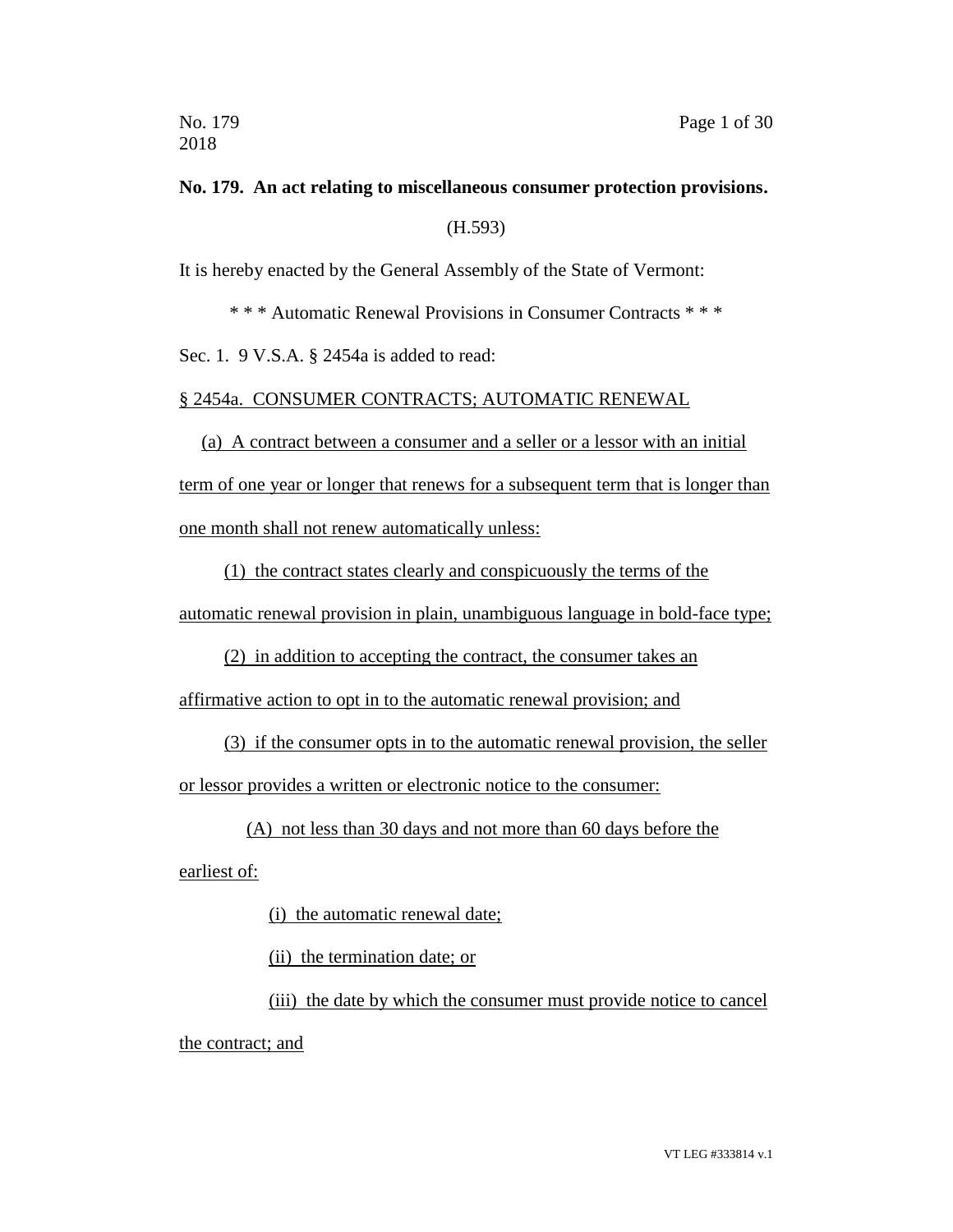**No. 179. An act relating to miscellaneous consumer protection provisions.**

(H.593)

It is hereby enacted by the General Assembly of the State of Vermont:

\* \* \* Automatic Renewal Provisions in Consumer Contracts \* \* \*

Sec. 1. 9 V.S.A. § 2454a is added to read:

§ 2454a. CONSUMER CONTRACTS; AUTOMATIC RENEWAL

(a) A contract between a consumer and a seller or a lessor with an initial term of one year or longer that renews for a subsequent term that is longer than one month shall not renew automatically unless:

(1) the contract states clearly and conspicuously the terms of the automatic renewal provision in plain, unambiguous language in bold-face type;

(2) in addition to accepting the contract, the consumer takes an affirmative action to opt in to the automatic renewal provision; and

(3) if the consumer opts in to the automatic renewal provision, the seller or lessor provides a written or electronic notice to the consumer:

(A) not less than 30 days and not more than 60 days before the earliest of:

(i) the automatic renewal date;

(ii) the termination date; or

(iii) the date by which the consumer must provide notice to cancel the contract; and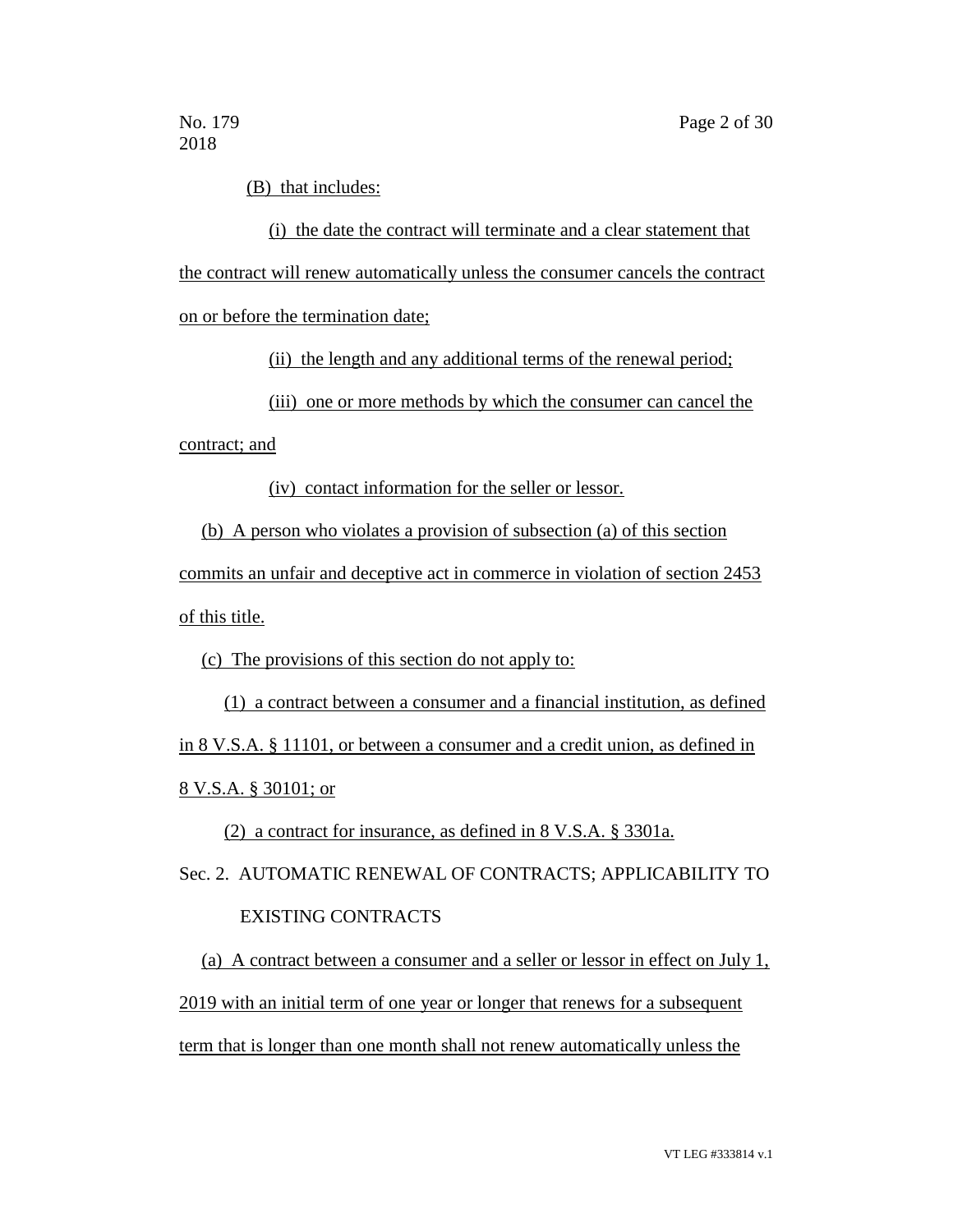(B) that includes:

(i) the date the contract will terminate and a clear statement that the contract will renew automatically unless the consumer cancels the contract on or before the termination date;

(ii) the length and any additional terms of the renewal period;

(iii) one or more methods by which the consumer can cancel the contract; and

(iv) contact information for the seller or lessor.

(b) A person who violates a provision of subsection (a) of this section commits an unfair and deceptive act in commerce in violation of section 2453 of this title.

(c) The provisions of this section do not apply to:

(1) a contract between a consumer and a financial institution, as defined in 8 V.S.A. § 11101, or between a consumer and a credit union, as defined in 8 V.S.A. § 30101; or

(2) a contract for insurance, as defined in 8 V.S.A. § 3301a.

Sec. 2. AUTOMATIC RENEWAL OF CONTRACTS; APPLICABILITY TO EXISTING CONTRACTS

(a) A contract between a consumer and a seller or lessor in effect on July 1, 2019 with an initial term of one year or longer that renews for a subsequent term that is longer than one month shall not renew automatically unless the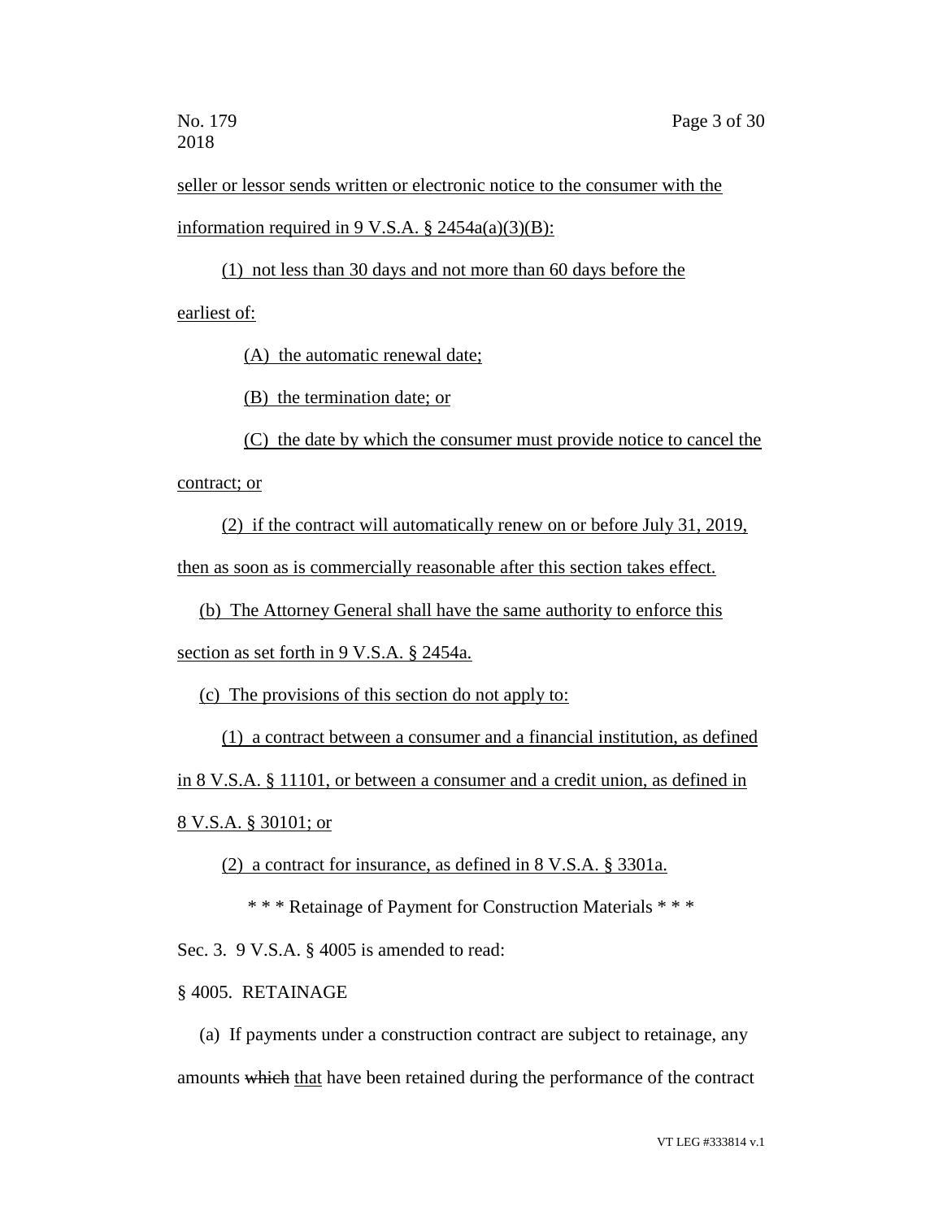seller or lessor sends written or electronic notice to the consumer with the information required in 9 V.S.A. § 2454a(a)(3)(B):

(1) not less than 30 days and not more than 60 days before the earliest of:

(A) the automatic renewal date;

(B) the termination date; or

(C) the date by which the consumer must provide notice to cancel the contract; or

(2) if the contract will automatically renew on or before July 31, 2019, then as soon as is commercially reasonable after this section takes effect.

(b) The Attorney General shall have the same authority to enforce this section as set forth in 9 V.S.A. § 2454a.

(c) The provisions of this section do not apply to:

(1) a contract between a consumer and a financial institution, as defined in 8 V.S.A. § 11101, or between a consumer and a credit union, as defined in 8 V.S.A. § 30101; or

(2) a contract for insurance, as defined in 8 V.S.A. § 3301a.

\* \* \* Retainage of Payment for Construction Materials \* \* \*

Sec. 3. 9 V.S.A. § 4005 is amended to read:

§ 4005. RETAINAGE

(a) If payments under a construction contract are subject to retainage, any amounts ~~which~~ that have been retained during the performance of the contract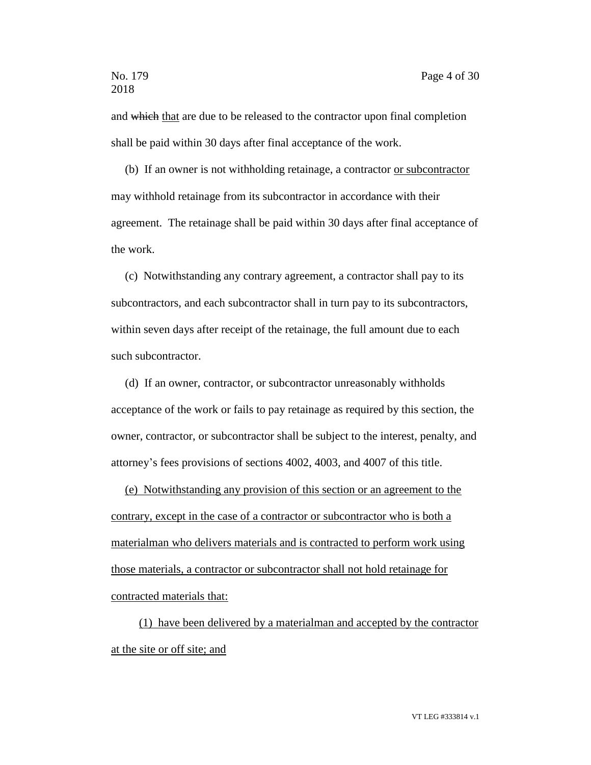and ~~which~~ <u>that</u> are due to be released to the contractor upon final completion shall be paid within 30 days after final acceptance of the work.

(b) If an owner is not withholding retainage, a contractor <u>or subcontractor</u> may withhold retainage from its subcontractor in accordance with their agreement. The retainage shall be paid within 30 days after final acceptance of the work.

(c) Notwithstanding any contrary agreement, a contractor shall pay to its subcontractors, and each subcontractor shall in turn pay to its subcontractors, within seven days after receipt of the retainage, the full amount due to each such subcontractor.

(d) If an owner, contractor, or subcontractor unreasonably withholds acceptance of the work or fails to pay retainage as required by this section, the owner, contractor, or subcontractor shall be subject to the interest, penalty, and attorney's fees provisions of sections 4002, 4003, and 4007 of this title.

<u>(e) Notwithstanding any provision of this section or an agreement to the contrary, except in the case of a contractor or subcontractor who is both a materialman who delivers materials and is contracted to perform work using those materials, a contractor or subcontractor shall not hold retainage for contracted materials that:</u>

<u>(1) have been delivered by a materialman and accepted by the contractor at the site or off site; and</u>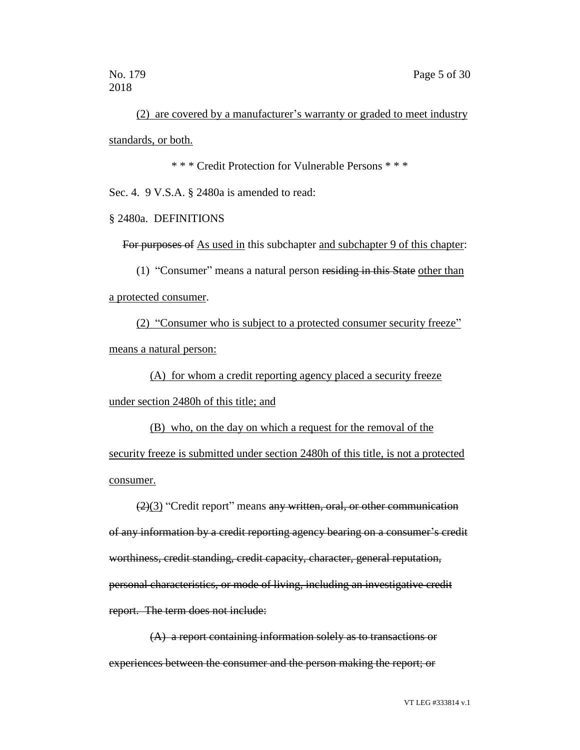(2) are covered by a manufacturer's warranty or graded to meet industry standards, or both.

\* \* \* Credit Protection for Vulnerable Persons \* \* \*

Sec. 4. 9 V.S.A. § 2480a is amended to read:

§ 2480a. DEFINITIONS

~~For purposes of~~ As used in this subchapter and subchapter 9 of this chapter:

(1) "Consumer" means a natural person ~~residing in this State~~ other than a protected consumer.

(2) "Consumer who is subject to a protected consumer security freeze" means a natural person:

(A) for whom a credit reporting agency placed a security freeze under section 2480h of this title; and

(B) who, on the day on which a request for the removal of the security freeze is submitted under section 2480h of this title, is not a protected consumer.

~~(2)~~(3) "Credit report" means ~~any written, oral, or other communication of any information by a credit reporting agency bearing on a consumer's credit worthiness, credit standing, credit capacity, character, general reputation, personal characteristics, or mode of living, including an investigative credit report. The term does not include:~~

~~(A) a report containing information solely as to transactions or experiences between the consumer and the person making the report; or~~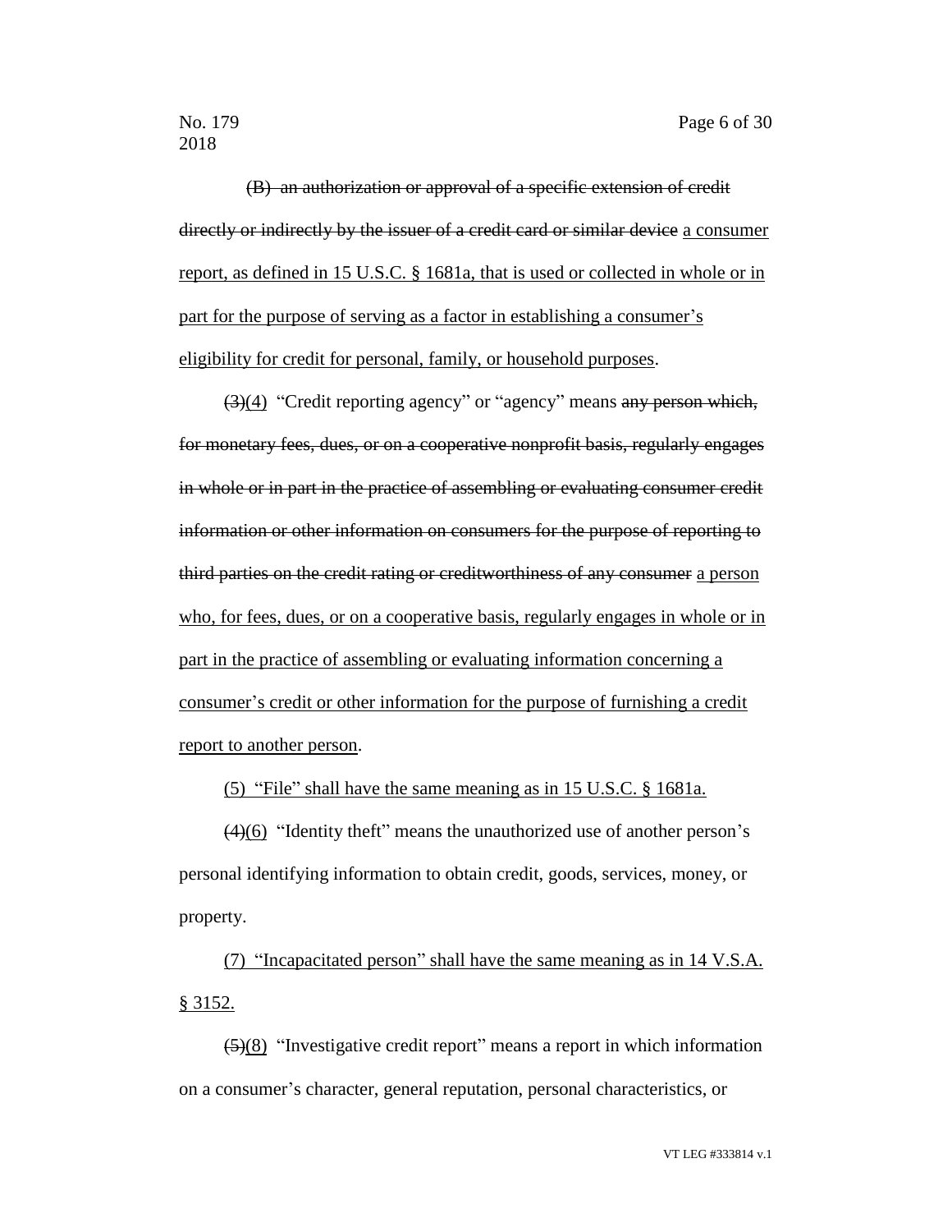(B) ~~an authorization or approval of a specific extension of credit directly or indirectly by the issuer of a credit card or similar device~~ <u>a consumer report, as defined in 15 U.S.C. § 1681a, that is used or collected in whole or in part for the purpose of serving as a factor in establishing a consumer's eligibility for credit for personal, family, or household purposes</u>.

~~(3)~~<u>(4)</u> "Credit reporting agency" or "agency" means ~~any person which, for monetary fees, dues, or on a cooperative nonprofit basis, regularly engages in whole or in part in the practice of assembling or evaluating consumer credit information or other information on consumers for the purpose of reporting to third parties on the credit rating or creditworthiness of any consumer~~ <u>a person who, for fees, dues, or on a cooperative basis, regularly engages in whole or in part in the practice of assembling or evaluating information concerning a consumer's credit or other information for the purpose of furnishing a credit report to another person</u>.

<u>(5) "File" shall have the same meaning as in 15 U.S.C. § 1681a.</u>

~~(4)~~<u>(6)</u> "Identity theft" means the unauthorized use of another person's personal identifying information to obtain credit, goods, services, money, or property.

<u>(7) "Incapacitated person" shall have the same meaning as in 14 V.S.A. § 3152.</u>

~~(5)~~<u>(8)</u> "Investigative credit report" means a report in which information on a consumer's character, general reputation, personal characteristics, or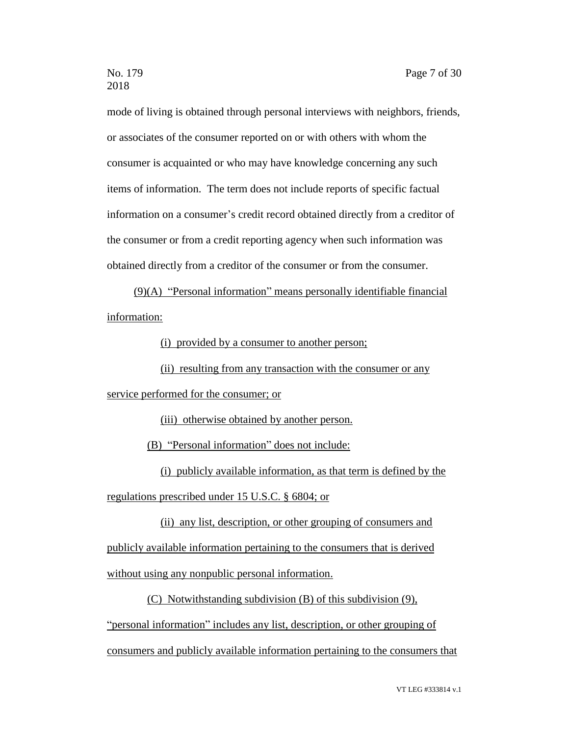mode of living is obtained through personal interviews with neighbors, friends, or associates of the consumer reported on or with others with whom the consumer is acquainted or who may have knowledge concerning any such items of information. The term does not include reports of specific factual information on a consumer's credit record obtained directly from a creditor of the consumer or from a credit reporting agency when such information was obtained directly from a creditor of the consumer or from the consumer.

(9)(A) "Personal information" means personally identifiable financial information:

(i) provided by a consumer to another person;

(ii) resulting from any transaction with the consumer or any service performed for the consumer; or

(iii) otherwise obtained by another person.

(B) "Personal information" does not include:

(i) publicly available information, as that term is defined by the regulations prescribed under 15 U.S.C. § 6804; or

(ii) any list, description, or other grouping of consumers and publicly available information pertaining to the consumers that is derived without using any nonpublic personal information.

(C) Notwithstanding subdivision (B) of this subdivision (9), "personal information" includes any list, description, or other grouping of consumers and publicly available information pertaining to the consumers that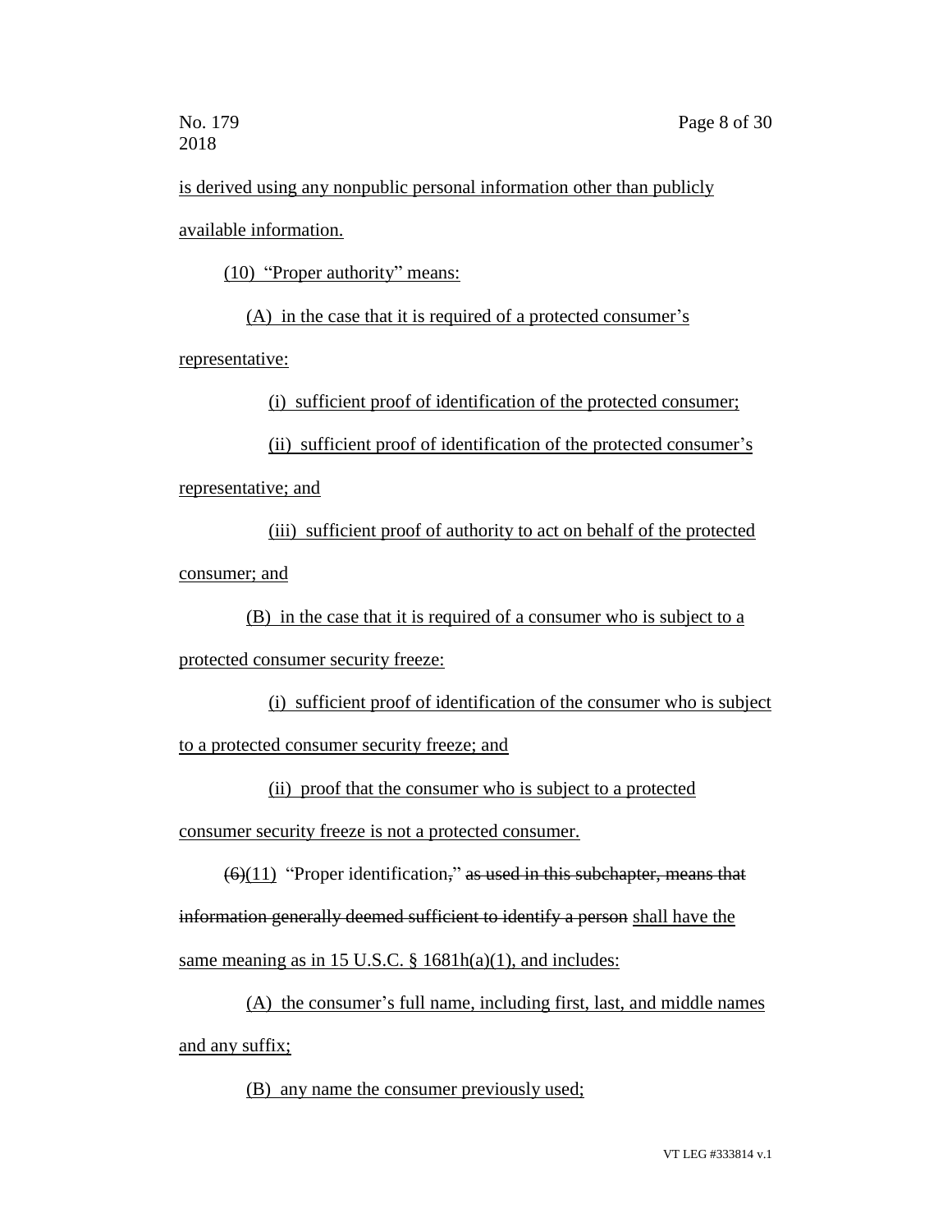is derived using any nonpublic personal information other than publicly available information.

(10) "Proper authority" means:

(A) in the case that it is required of a protected consumer's representative:

(i) sufficient proof of identification of the protected consumer;

(ii) sufficient proof of identification of the protected consumer's representative; and

(iii) sufficient proof of authority to act on behalf of the protected consumer; and

(B) in the case that it is required of a consumer who is subject to a protected consumer security freeze:

(i) sufficient proof of identification of the consumer who is subject to a protected consumer security freeze; and

(ii) proof that the consumer who is subject to a protected consumer security freeze is not a protected consumer.

~~(6)~~(11) "Proper identification~~,~~" ~~as used in this subchapter, means that information generally deemed sufficient to identify a person~~ shall have the same meaning as in 15 U.S.C. § 1681h(a)(1), and includes:

(A) the consumer's full name, including first, last, and middle names and any suffix;

(B) any name the consumer previously used;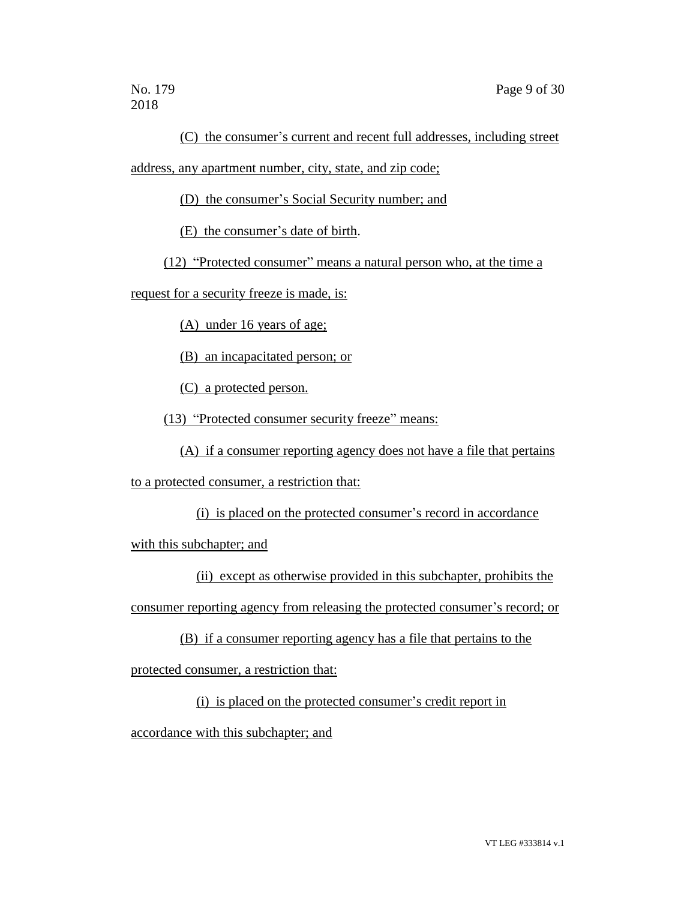(C) the consumer's current and recent full addresses, including street address, any apartment number, city, state, and zip code;

(D) the consumer's Social Security number; and

(E) the consumer's date of birth.

(12) "Protected consumer" means a natural person who, at the time a request for a security freeze is made, is:

(A) under 16 years of age;

(B) an incapacitated person; or

(C) a protected person.

(13) "Protected consumer security freeze" means:

(A) if a consumer reporting agency does not have a file that pertains to a protected consumer, a restriction that:

(i) is placed on the protected consumer's record in accordance with this subchapter; and

(ii) except as otherwise provided in this subchapter, prohibits the consumer reporting agency from releasing the protected consumer's record; or

(B) if a consumer reporting agency has a file that pertains to the protected consumer, a restriction that:

(i) is placed on the protected consumer's credit report in accordance with this subchapter; and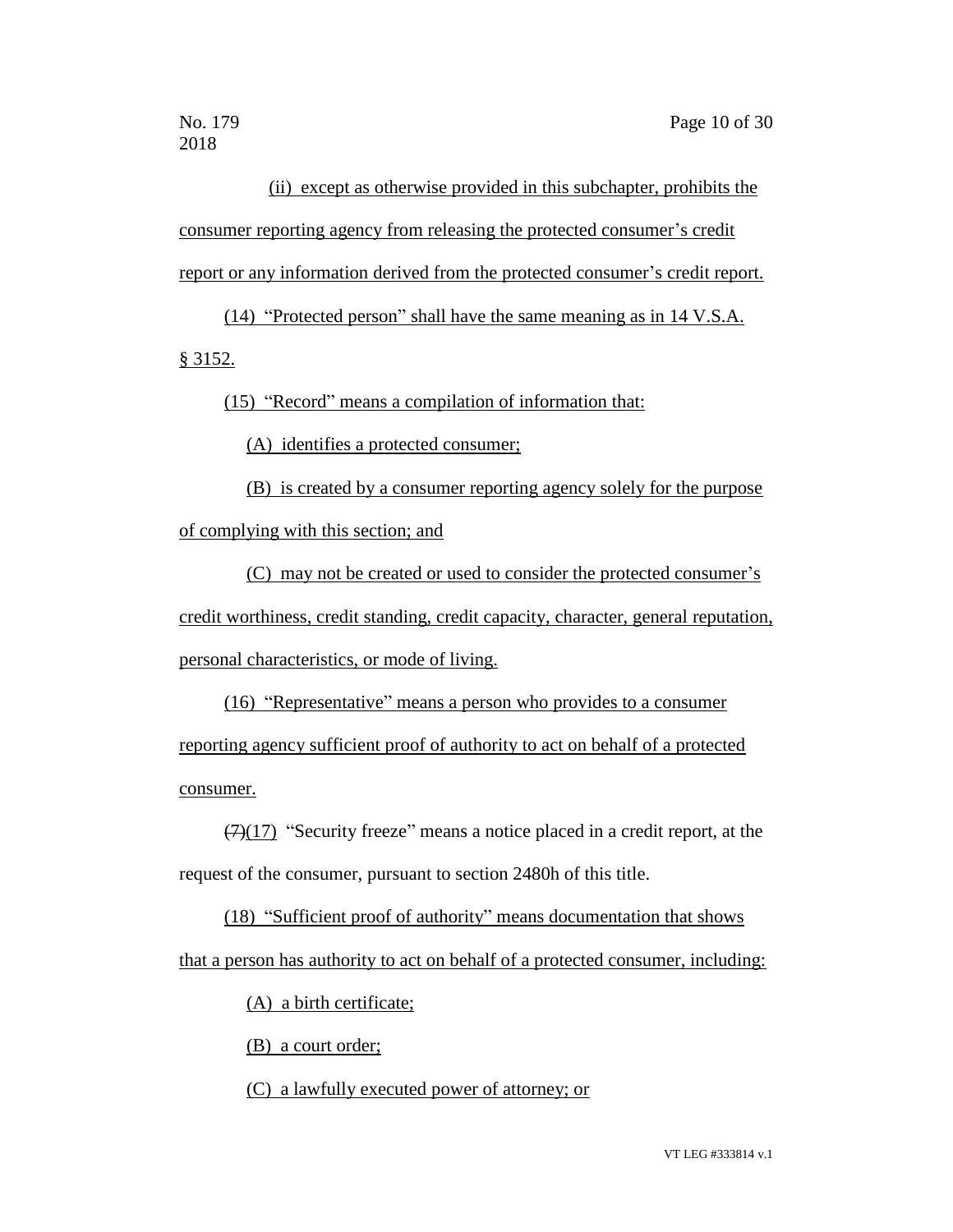(ii) except as otherwise provided in this subchapter, prohibits the consumer reporting agency from releasing the protected consumer's credit report or any information derived from the protected consumer's credit report.

(14) "Protected person" shall have the same meaning as in 14 V.S.A. § 3152.

(15) "Record" means a compilation of information that:

(A) identifies a protected consumer;

(B) is created by a consumer reporting agency solely for the purpose of complying with this section; and

(C) may not be created or used to consider the protected consumer's credit worthiness, credit standing, credit capacity, character, general reputation, personal characteristics, or mode of living.

(16) "Representative" means a person who provides to a consumer reporting agency sufficient proof of authority to act on behalf of a protected consumer.

~~(7)~~(17) "Security freeze" means a notice placed in a credit report, at the request of the consumer, pursuant to section 2480h of this title.

(18) "Sufficient proof of authority" means documentation that shows that a person has authority to act on behalf of a protected consumer, including:

(A) a birth certificate;

(B) a court order;

(C) a lawfully executed power of attorney; or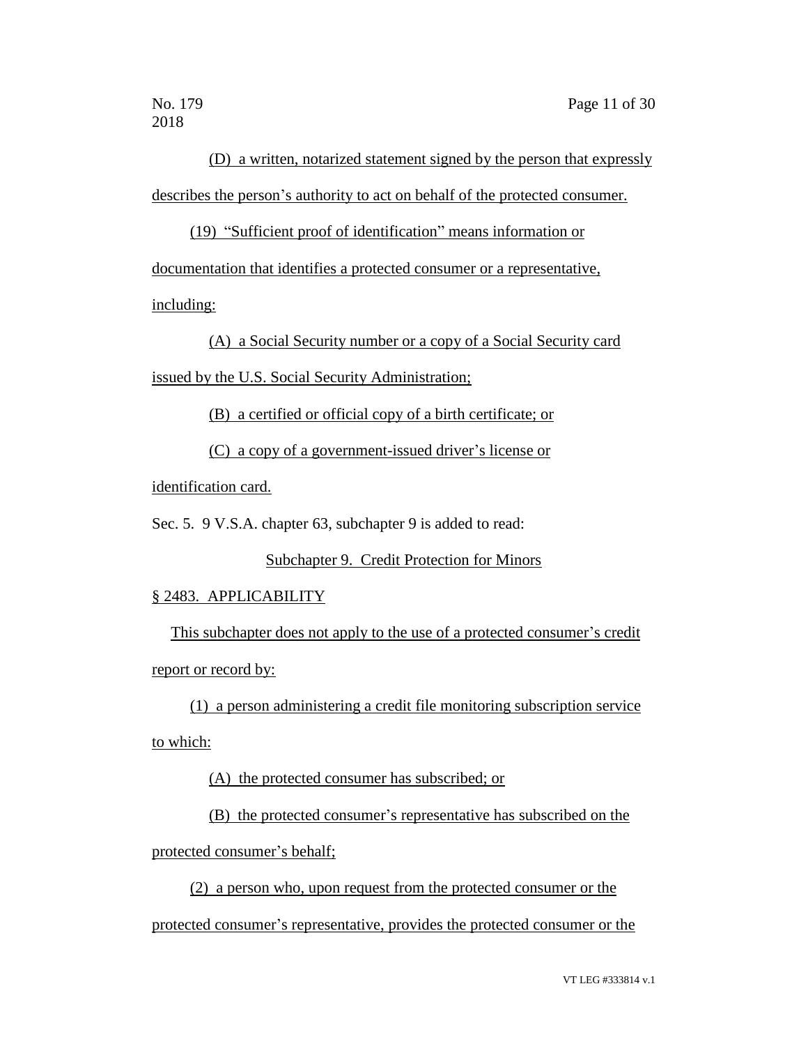(D) a written, notarized statement signed by the person that expressly describes the person's authority to act on behalf of the protected consumer.

(19) "Sufficient proof of identification" means information or documentation that identifies a protected consumer or a representative, including:

(A) a Social Security number or a copy of a Social Security card issued by the U.S. Social Security Administration;

(B) a certified or official copy of a birth certificate; or

(C) a copy of a government-issued driver's license or identification card.

Sec. 5. 9 V.S.A. chapter 63, subchapter 9 is added to read:

Subchapter 9. Credit Protection for Minors

§ 2483. APPLICABILITY

This subchapter does not apply to the use of a protected consumer's credit report or record by:

(1) a person administering a credit file monitoring subscription service to which:

(A) the protected consumer has subscribed; or

(B) the protected consumer's representative has subscribed on the protected consumer's behalf;

(2) a person who, upon request from the protected consumer or the protected consumer's representative, provides the protected consumer or the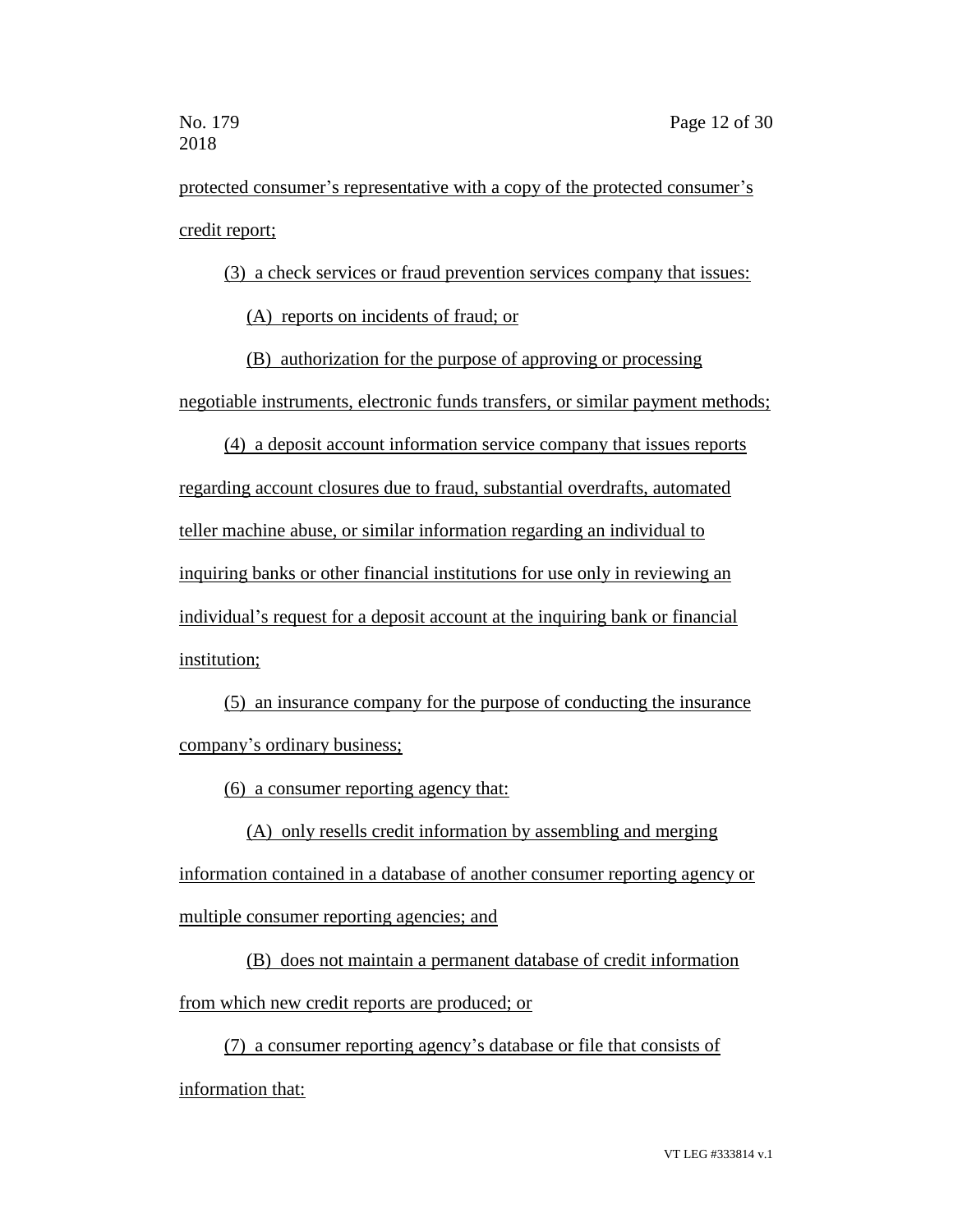protected consumer's representative with a copy of the protected consumer's credit report;

(3) a check services or fraud prevention services company that issues:

(A) reports on incidents of fraud; or

(B) authorization for the purpose of approving or processing negotiable instruments, electronic funds transfers, or similar payment methods;

(4) a deposit account information service company that issues reports regarding account closures due to fraud, substantial overdrafts, automated teller machine abuse, or similar information regarding an individual to inquiring banks or other financial institutions for use only in reviewing an individual's request for a deposit account at the inquiring bank or financial institution;

(5) an insurance company for the purpose of conducting the insurance company's ordinary business;

(6) a consumer reporting agency that:

(A) only resells credit information by assembling and merging information contained in a database of another consumer reporting agency or multiple consumer reporting agencies; and

(B) does not maintain a permanent database of credit information from which new credit reports are produced; or

(7) a consumer reporting agency's database or file that consists of information that: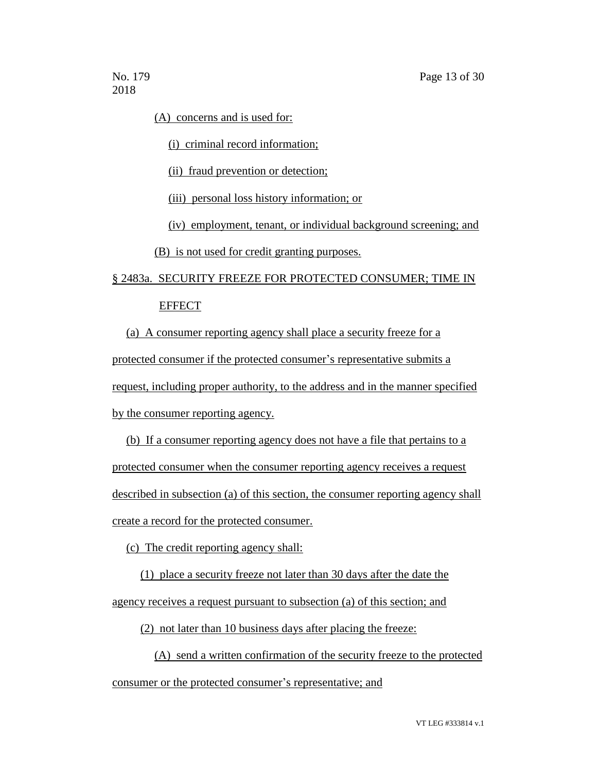(A) concerns and is used for:

(i) criminal record information;

(ii) fraud prevention or detection;

(iii) personal loss history information; or

(iv) employment, tenant, or individual background screening; and

(B) is not used for credit granting purposes.

§ 2483a. SECURITY FREEZE FOR PROTECTED CONSUMER; TIME IN EFFECT

(a) A consumer reporting agency shall place a security freeze for a protected consumer if the protected consumer's representative submits a request, including proper authority, to the address and in the manner specified by the consumer reporting agency.

(b) If a consumer reporting agency does not have a file that pertains to a protected consumer when the consumer reporting agency receives a request described in subsection (a) of this section, the consumer reporting agency shall create a record for the protected consumer.

(c) The credit reporting agency shall:

(1) place a security freeze not later than 30 days after the date the agency receives a request pursuant to subsection (a) of this section; and

(2) not later than 10 business days after placing the freeze:

(A) send a written confirmation of the security freeze to the protected consumer or the protected consumer's representative; and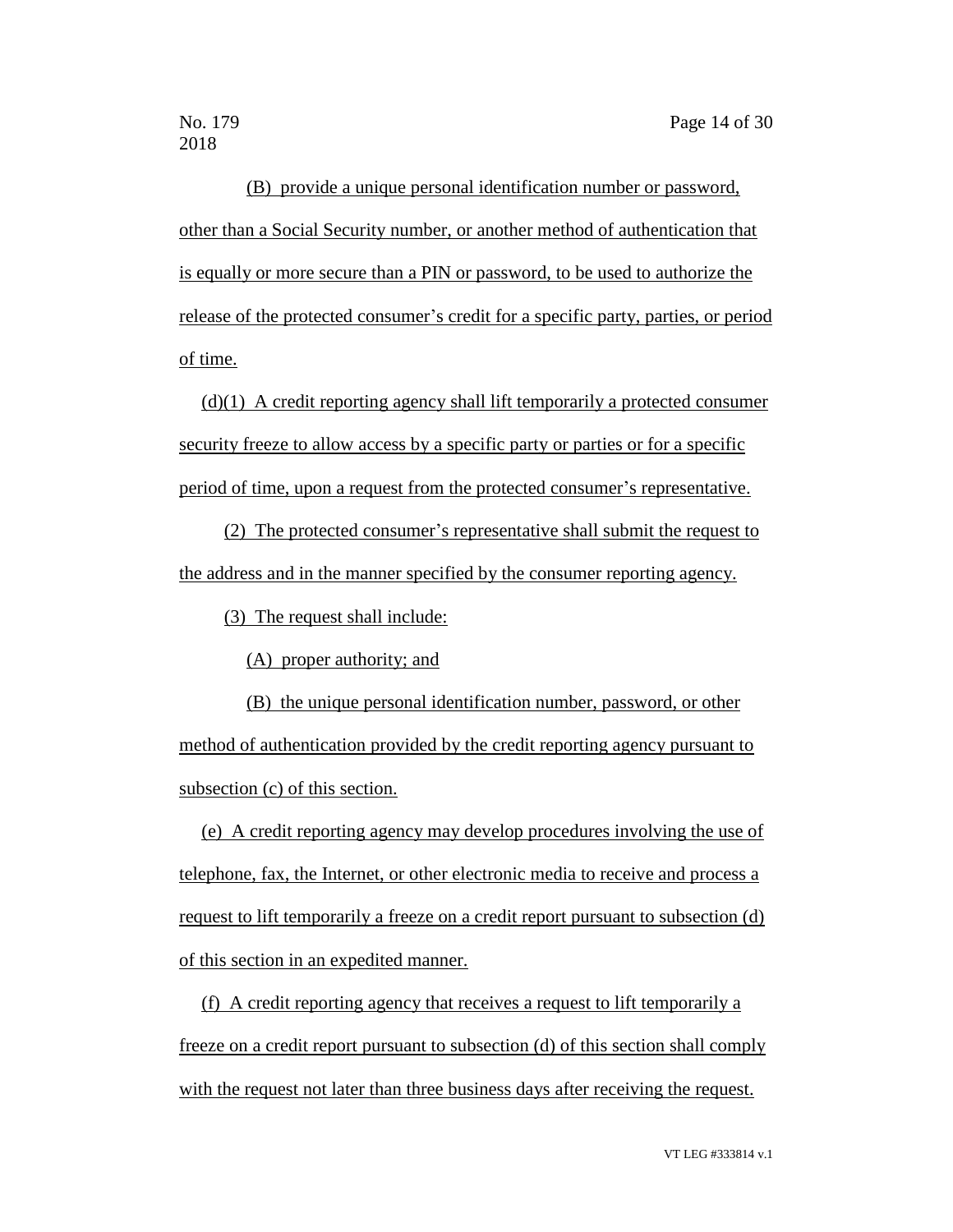(B) provide a unique personal identification number or password, other than a Social Security number, or another method of authentication that is equally or more secure than a PIN or password, to be used to authorize the release of the protected consumer's credit for a specific party, parties, or period of time.

(d)(1) A credit reporting agency shall lift temporarily a protected consumer security freeze to allow access by a specific party or parties or for a specific period of time, upon a request from the protected consumer's representative.

(2) The protected consumer's representative shall submit the request to the address and in the manner specified by the consumer reporting agency.

(3) The request shall include:

(A) proper authority; and

(B) the unique personal identification number, password, or other method of authentication provided by the credit reporting agency pursuant to subsection (c) of this section.

(e) A credit reporting agency may develop procedures involving the use of telephone, fax, the Internet, or other electronic media to receive and process a request to lift temporarily a freeze on a credit report pursuant to subsection (d) of this section in an expedited manner.

(f) A credit reporting agency that receives a request to lift temporarily a freeze on a credit report pursuant to subsection (d) of this section shall comply with the request not later than three business days after receiving the request.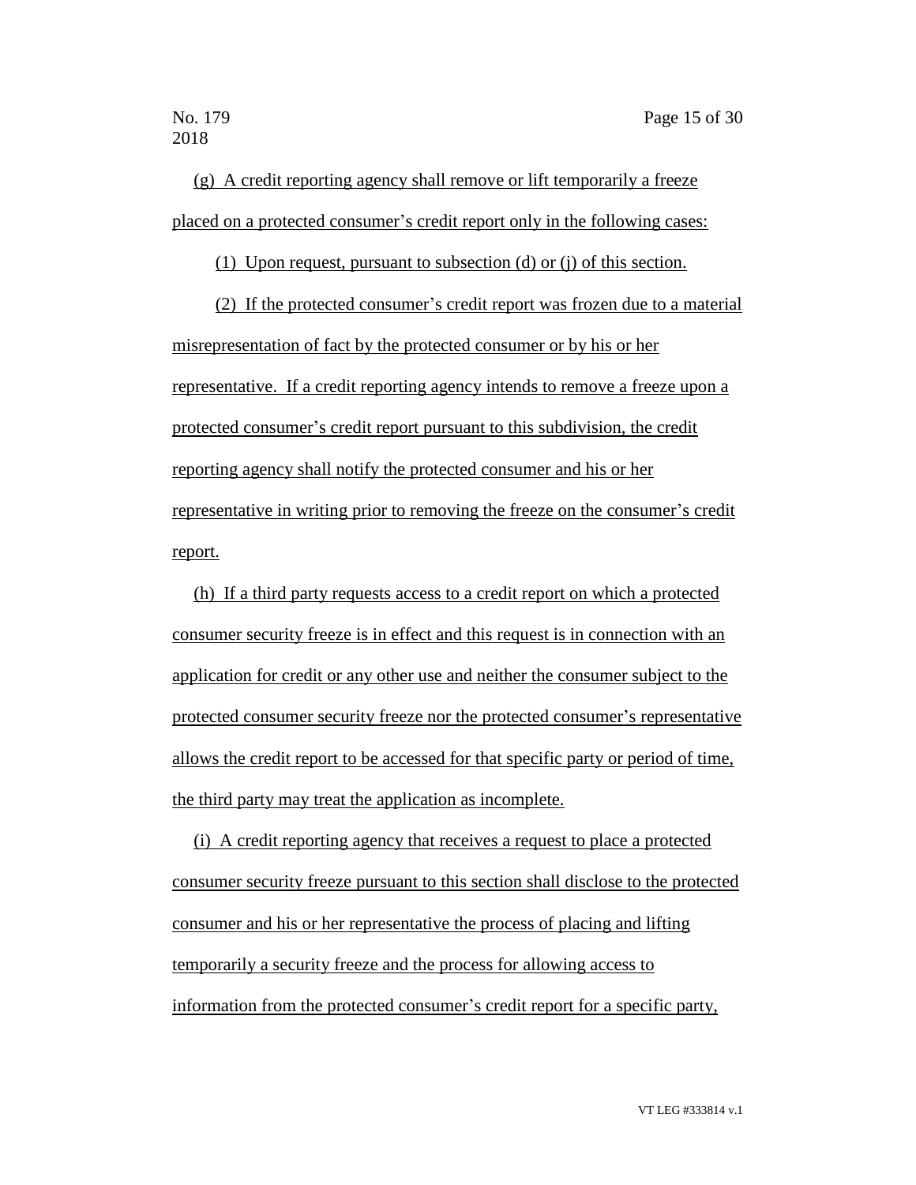(g) A credit reporting agency shall remove or lift temporarily a freeze placed on a protected consumer's credit report only in the following cases:

(1) Upon request, pursuant to subsection (d) or (j) of this section.

(2) If the protected consumer's credit report was frozen due to a material misrepresentation of fact by the protected consumer or by his or her representative. If a credit reporting agency intends to remove a freeze upon a protected consumer's credit report pursuant to this subdivision, the credit reporting agency shall notify the protected consumer and his or her representative in writing prior to removing the freeze on the consumer's credit report.

(h) If a third party requests access to a credit report on which a protected consumer security freeze is in effect and this request is in connection with an application for credit or any other use and neither the consumer subject to the protected consumer security freeze nor the protected consumer's representative allows the credit report to be accessed for that specific party or period of time, the third party may treat the application as incomplete.

(i) A credit reporting agency that receives a request to place a protected consumer security freeze pursuant to this section shall disclose to the protected consumer and his or her representative the process of placing and lifting temporarily a security freeze and the process for allowing access to information from the protected consumer's credit report for a specific party,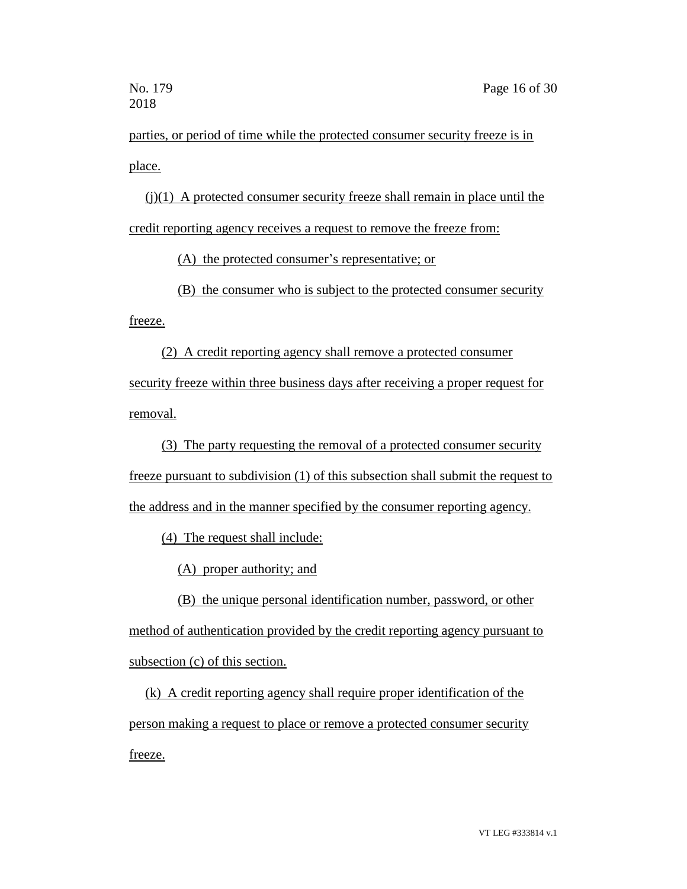parties, or period of time while the protected consumer security freeze is in place.

(j)(1) A protected consumer security freeze shall remain in place until the credit reporting agency receives a request to remove the freeze from:

(A) the protected consumer's representative; or

(B) the consumer who is subject to the protected consumer security freeze.

(2) A credit reporting agency shall remove a protected consumer security freeze within three business days after receiving a proper request for removal.

(3) The party requesting the removal of a protected consumer security freeze pursuant to subdivision (1) of this subsection shall submit the request to the address and in the manner specified by the consumer reporting agency.

(4) The request shall include:

(A) proper authority; and

(B) the unique personal identification number, password, or other method of authentication provided by the credit reporting agency pursuant to subsection (c) of this section.

(k) A credit reporting agency shall require proper identification of the person making a request to place or remove a protected consumer security freeze.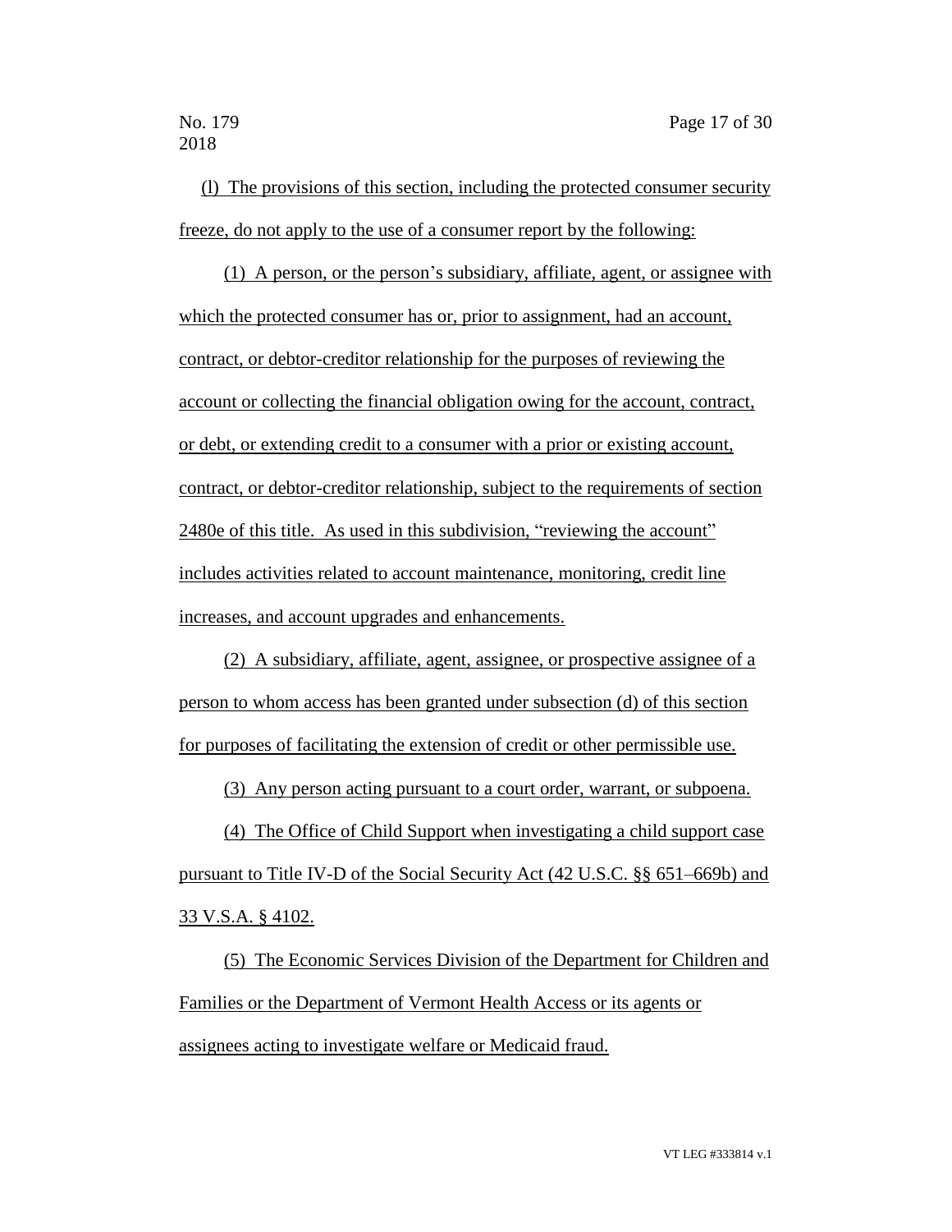(l) The provisions of this section, including the protected consumer security freeze, do not apply to the use of a consumer report by the following:

(1) A person, or the person's subsidiary, affiliate, agent, or assignee with which the protected consumer has or, prior to assignment, had an account, contract, or debtor-creditor relationship for the purposes of reviewing the account or collecting the financial obligation owing for the account, contract, or debt, or extending credit to a consumer with a prior or existing account, contract, or debtor-creditor relationship, subject to the requirements of section 2480e of this title. As used in this subdivision, "reviewing the account" includes activities related to account maintenance, monitoring, credit line increases, and account upgrades and enhancements.

(2) A subsidiary, affiliate, agent, assignee, or prospective assignee of a person to whom access has been granted under subsection (d) of this section for purposes of facilitating the extension of credit or other permissible use.

(3) Any person acting pursuant to a court order, warrant, or subpoena.

(4) The Office of Child Support when investigating a child support case pursuant to Title IV-D of the Social Security Act (42 U.S.C. §§ 651–669b) and 33 V.S.A. § 4102.

(5) The Economic Services Division of the Department for Children and Families or the Department of Vermont Health Access or its agents or assignees acting to investigate welfare or Medicaid fraud.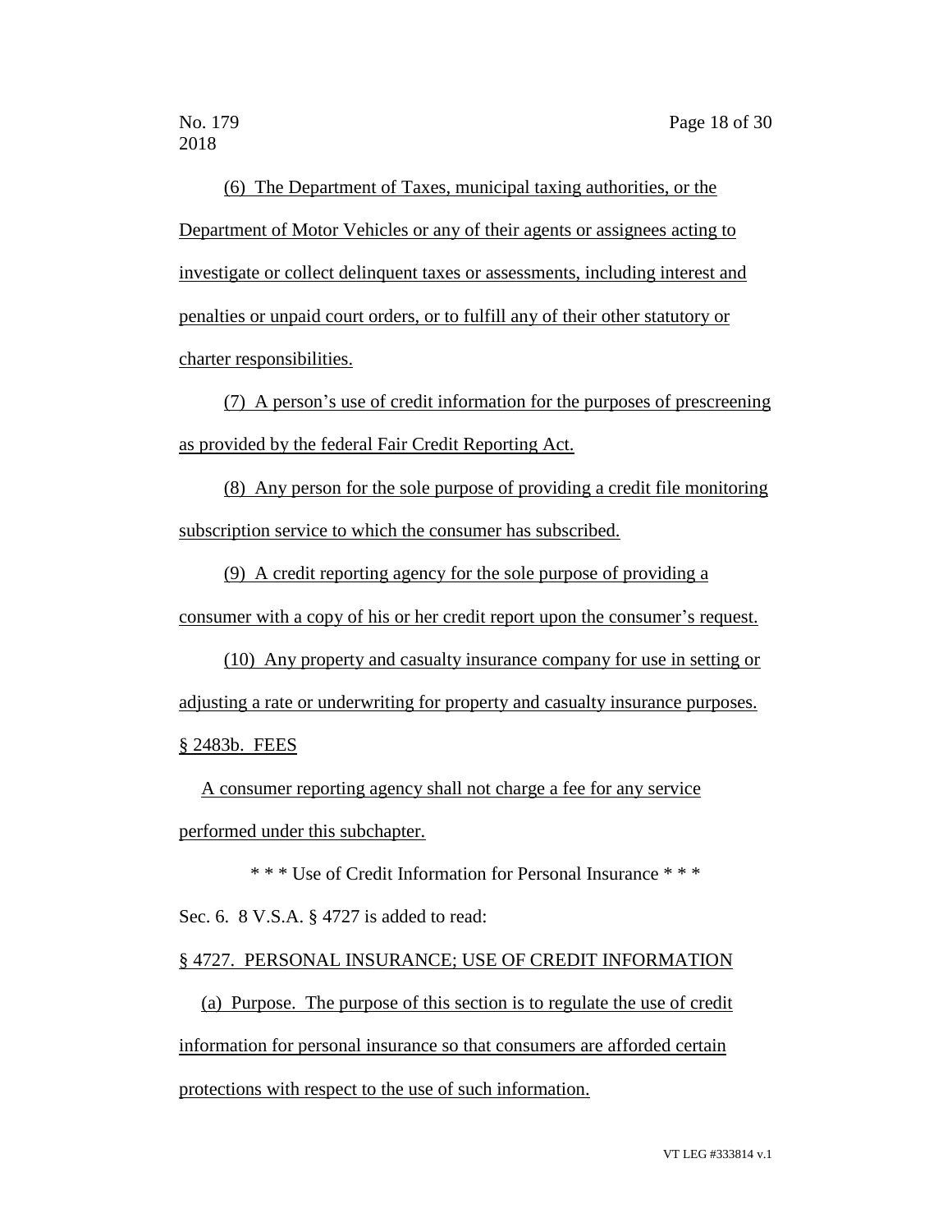(6) The Department of Taxes, municipal taxing authorities, or the Department of Motor Vehicles or any of their agents or assignees acting to investigate or collect delinquent taxes or assessments, including interest and penalties or unpaid court orders, or to fulfill any of their other statutory or charter responsibilities.

(7) A person's use of credit information for the purposes of prescreening as provided by the federal Fair Credit Reporting Act.

(8) Any person for the sole purpose of providing a credit file monitoring subscription service to which the consumer has subscribed.

(9) A credit reporting agency for the sole purpose of providing a consumer with a copy of his or her credit report upon the consumer's request.

(10) Any property and casualty insurance company for use in setting or adjusting a rate or underwriting for property and casualty insurance purposes.

§ 2483b. FEES

A consumer reporting agency shall not charge a fee for any service performed under this subchapter.

\* \* \* Use of Credit Information for Personal Insurance \* \* \*

Sec. 6. 8 V.S.A. § 4727 is added to read:

§ 4727. PERSONAL INSURANCE; USE OF CREDIT INFORMATION

(a) Purpose. The purpose of this section is to regulate the use of credit information for personal insurance so that consumers are afforded certain protections with respect to the use of such information.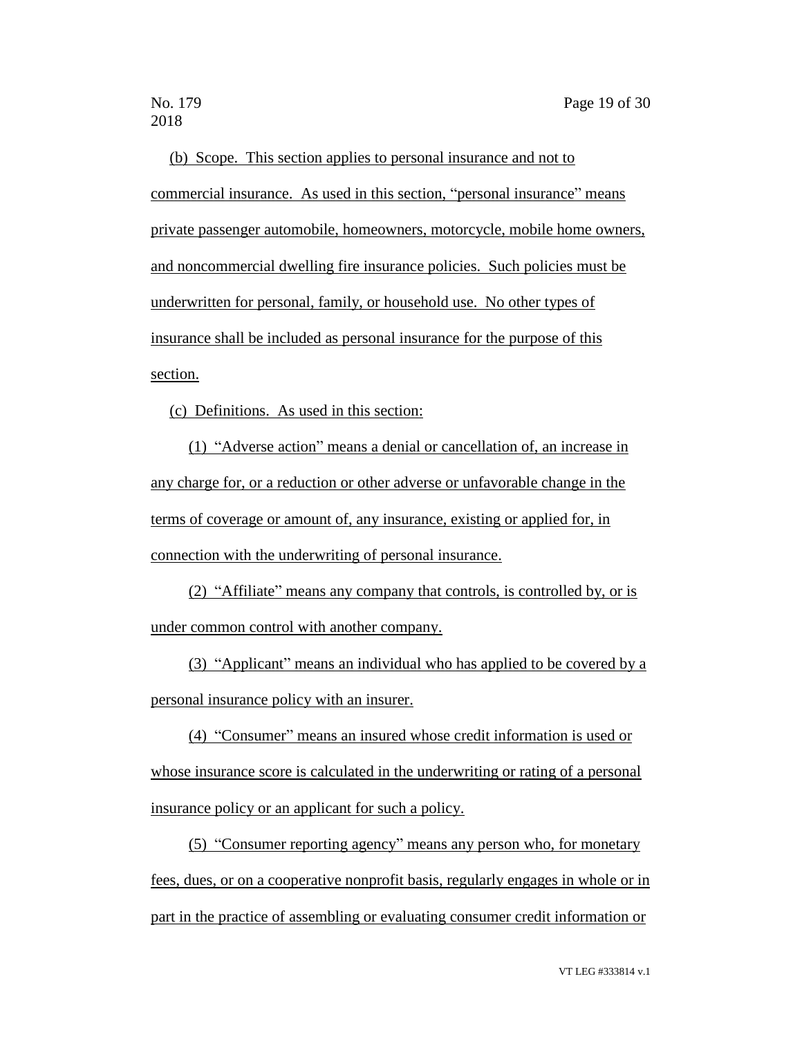(b) Scope. This section applies to personal insurance and not to commercial insurance. As used in this section, "personal insurance" means private passenger automobile, homeowners, motorcycle, mobile home owners, and noncommercial dwelling fire insurance policies. Such policies must be underwritten for personal, family, or household use. No other types of insurance shall be included as personal insurance for the purpose of this section.

(c) Definitions. As used in this section:

(1) "Adverse action" means a denial or cancellation of, an increase in any charge for, or a reduction or other adverse or unfavorable change in the terms of coverage or amount of, any insurance, existing or applied for, in connection with the underwriting of personal insurance.

(2) "Affiliate" means any company that controls, is controlled by, or is under common control with another company.

(3) "Applicant" means an individual who has applied to be covered by a personal insurance policy with an insurer.

(4) "Consumer" means an insured whose credit information is used or whose insurance score is calculated in the underwriting or rating of a personal insurance policy or an applicant for such a policy.

(5) "Consumer reporting agency" means any person who, for monetary fees, dues, or on a cooperative nonprofit basis, regularly engages in whole or in part in the practice of assembling or evaluating consumer credit information or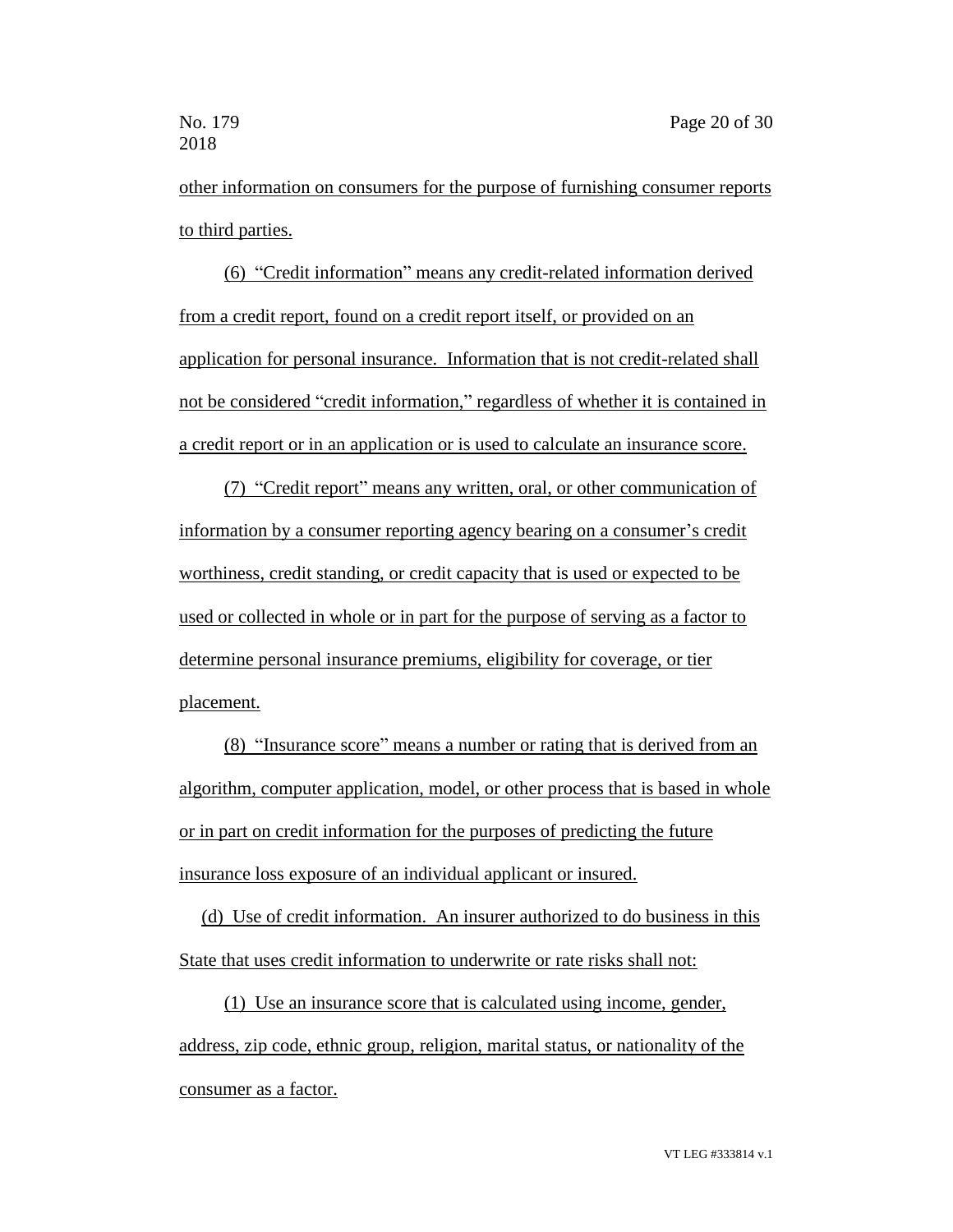other information on consumers for the purpose of furnishing consumer reports to third parties.

(6) "Credit information" means any credit-related information derived from a credit report, found on a credit report itself, or provided on an application for personal insurance. Information that is not credit-related shall not be considered "credit information," regardless of whether it is contained in a credit report or in an application or is used to calculate an insurance score.

(7) "Credit report" means any written, oral, or other communication of information by a consumer reporting agency bearing on a consumer's credit worthiness, credit standing, or credit capacity that is used or expected to be used or collected in whole or in part for the purpose of serving as a factor to determine personal insurance premiums, eligibility for coverage, or tier placement.

(8) "Insurance score" means a number or rating that is derived from an algorithm, computer application, model, or other process that is based in whole or in part on credit information for the purposes of predicting the future insurance loss exposure of an individual applicant or insured.

(d) Use of credit information. An insurer authorized to do business in this State that uses credit information to underwrite or rate risks shall not:

(1) Use an insurance score that is calculated using income, gender, address, zip code, ethnic group, religion, marital status, or nationality of the consumer as a factor.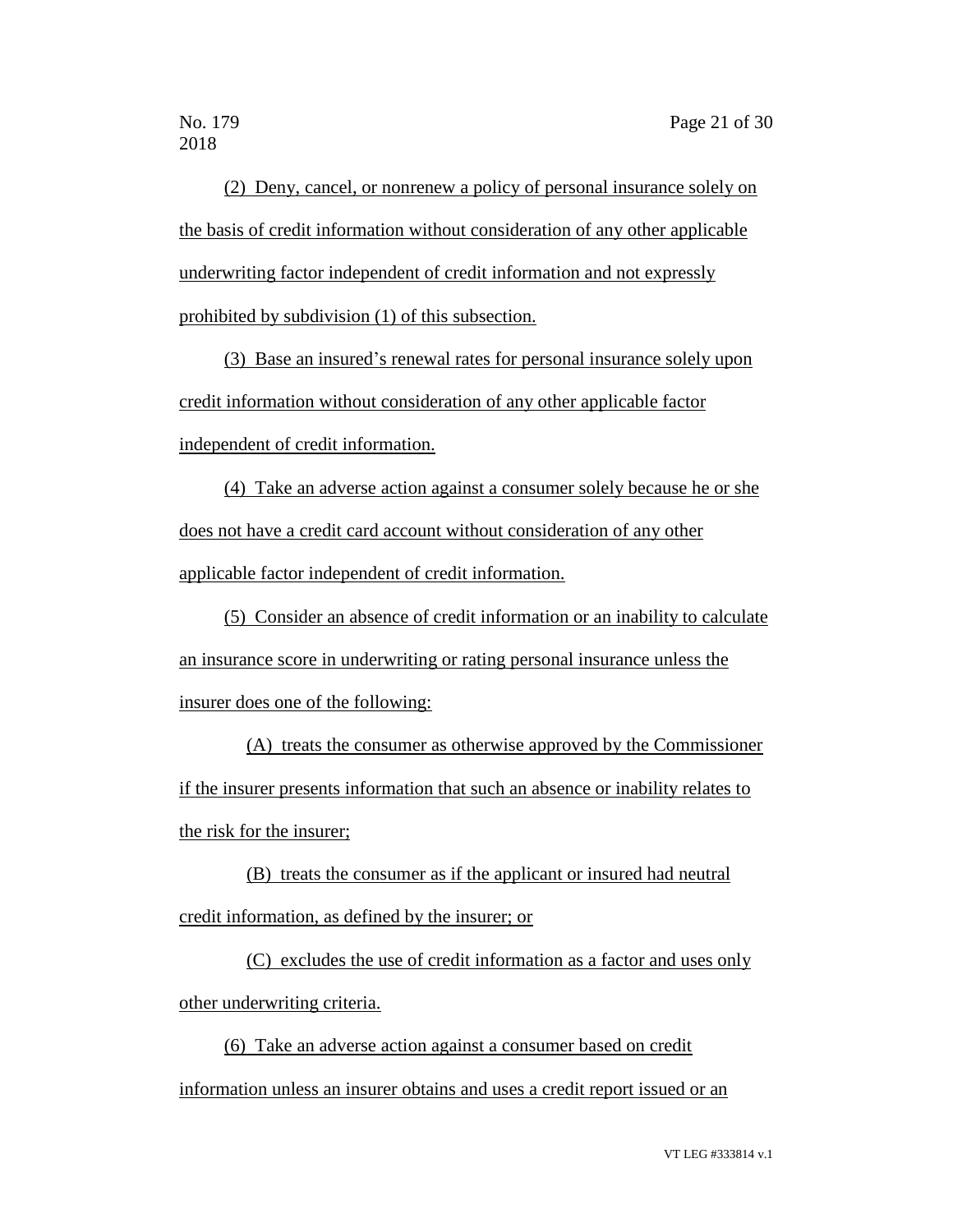(2) Deny, cancel, or nonrenew a policy of personal insurance solely on the basis of credit information without consideration of any other applicable underwriting factor independent of credit information and not expressly prohibited by subdivision (1) of this subsection.

(3) Base an insured's renewal rates for personal insurance solely upon credit information without consideration of any other applicable factor independent of credit information.

(4) Take an adverse action against a consumer solely because he or she does not have a credit card account without consideration of any other applicable factor independent of credit information.

(5) Consider an absence of credit information or an inability to calculate an insurance score in underwriting or rating personal insurance unless the insurer does one of the following:

(A) treats the consumer as otherwise approved by the Commissioner if the insurer presents information that such an absence or inability relates to the risk for the insurer;

(B) treats the consumer as if the applicant or insured had neutral credit information, as defined by the insurer; or

(C) excludes the use of credit information as a factor and uses only other underwriting criteria.

(6) Take an adverse action against a consumer based on credit information unless an insurer obtains and uses a credit report issued or an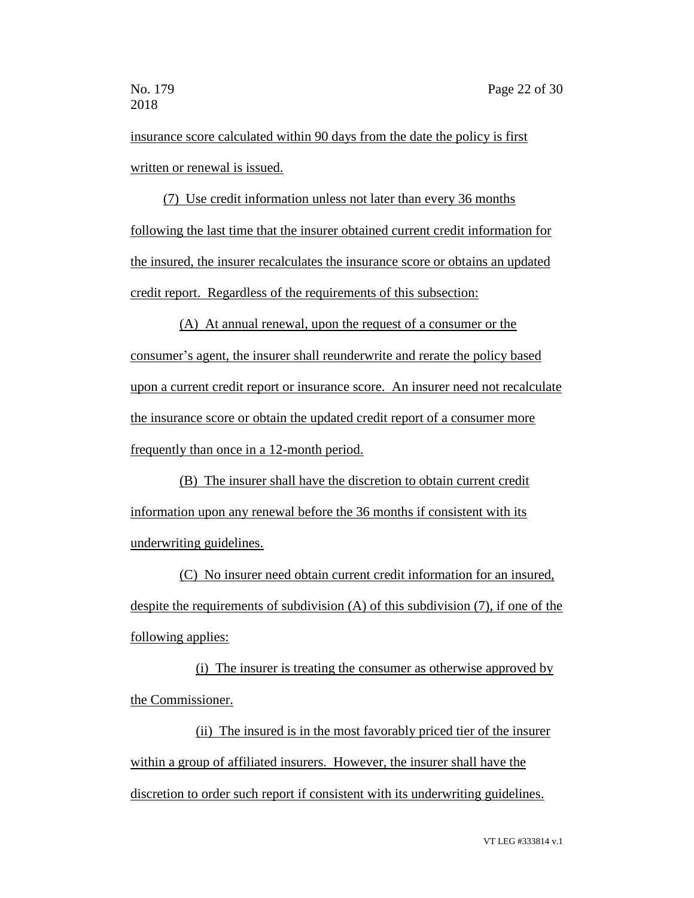insurance score calculated within 90 days from the date the policy is first written or renewal is issued.

(7) Use credit information unless not later than every 36 months following the last time that the insurer obtained current credit information for the insured, the insurer recalculates the insurance score or obtains an updated credit report. Regardless of the requirements of this subsection:

(A) At annual renewal, upon the request of a consumer or the consumer's agent, the insurer shall reunderwrite and rerate the policy based upon a current credit report or insurance score. An insurer need not recalculate the insurance score or obtain the updated credit report of a consumer more frequently than once in a 12-month period.

(B) The insurer shall have the discretion to obtain current credit information upon any renewal before the 36 months if consistent with its underwriting guidelines.

(C) No insurer need obtain current credit information for an insured, despite the requirements of subdivision (A) of this subdivision (7), if one of the following applies:

(i) The insurer is treating the consumer as otherwise approved by the Commissioner.

(ii) The insured is in the most favorably priced tier of the insurer within a group of affiliated insurers. However, the insurer shall have the discretion to order such report if consistent with its underwriting guidelines.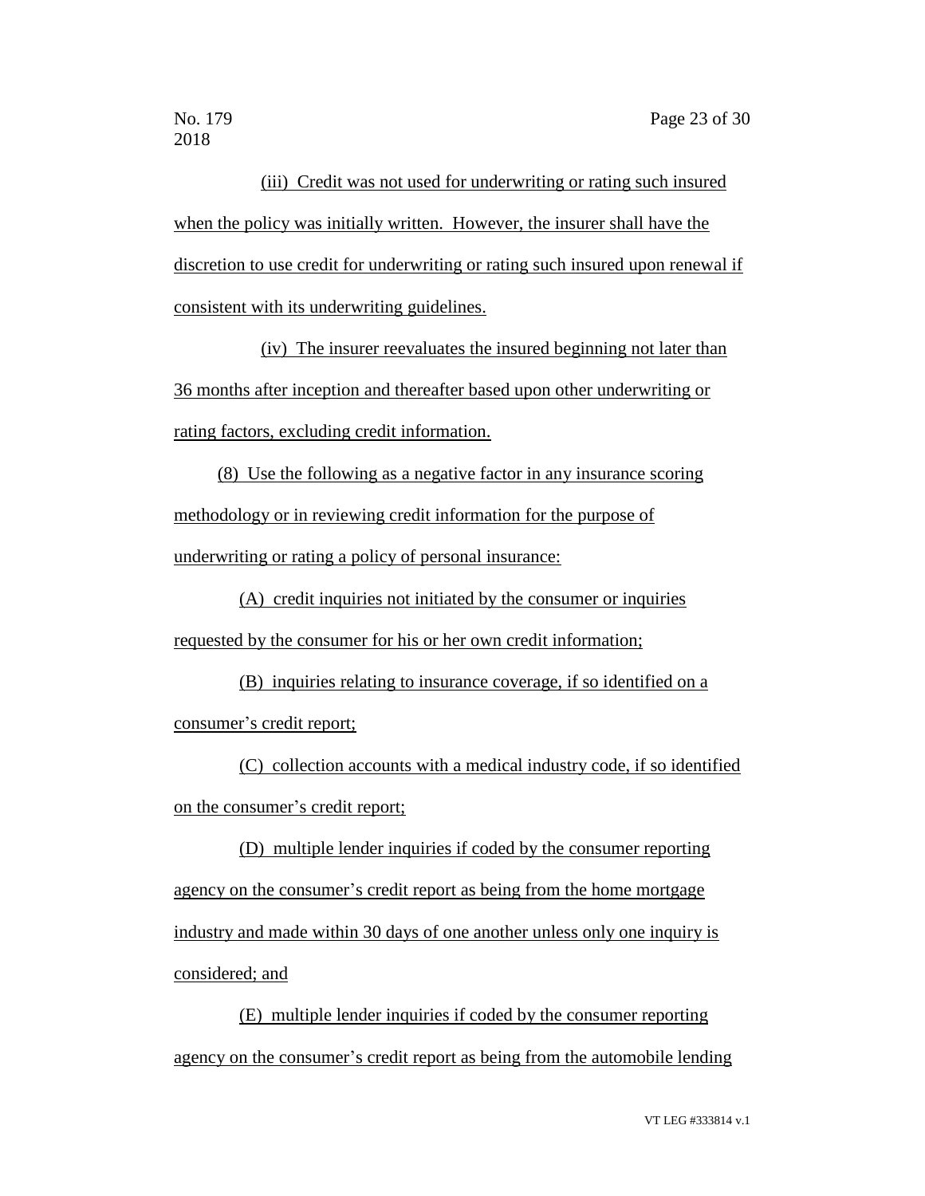(iii) Credit was not used for underwriting or rating such insured when the policy was initially written. However, the insurer shall have the discretion to use credit for underwriting or rating such insured upon renewal if consistent with its underwriting guidelines.

(iv) The insurer reevaluates the insured beginning not later than 36 months after inception and thereafter based upon other underwriting or rating factors, excluding credit information.

(8) Use the following as a negative factor in any insurance scoring methodology or in reviewing credit information for the purpose of underwriting or rating a policy of personal insurance:

(A) credit inquiries not initiated by the consumer or inquiries requested by the consumer for his or her own credit information;

(B) inquiries relating to insurance coverage, if so identified on a consumer's credit report;

(C) collection accounts with a medical industry code, if so identified on the consumer's credit report;

(D) multiple lender inquiries if coded by the consumer reporting agency on the consumer's credit report as being from the home mortgage industry and made within 30 days of one another unless only one inquiry is considered; and

(E) multiple lender inquiries if coded by the consumer reporting agency on the consumer's credit report as being from the automobile lending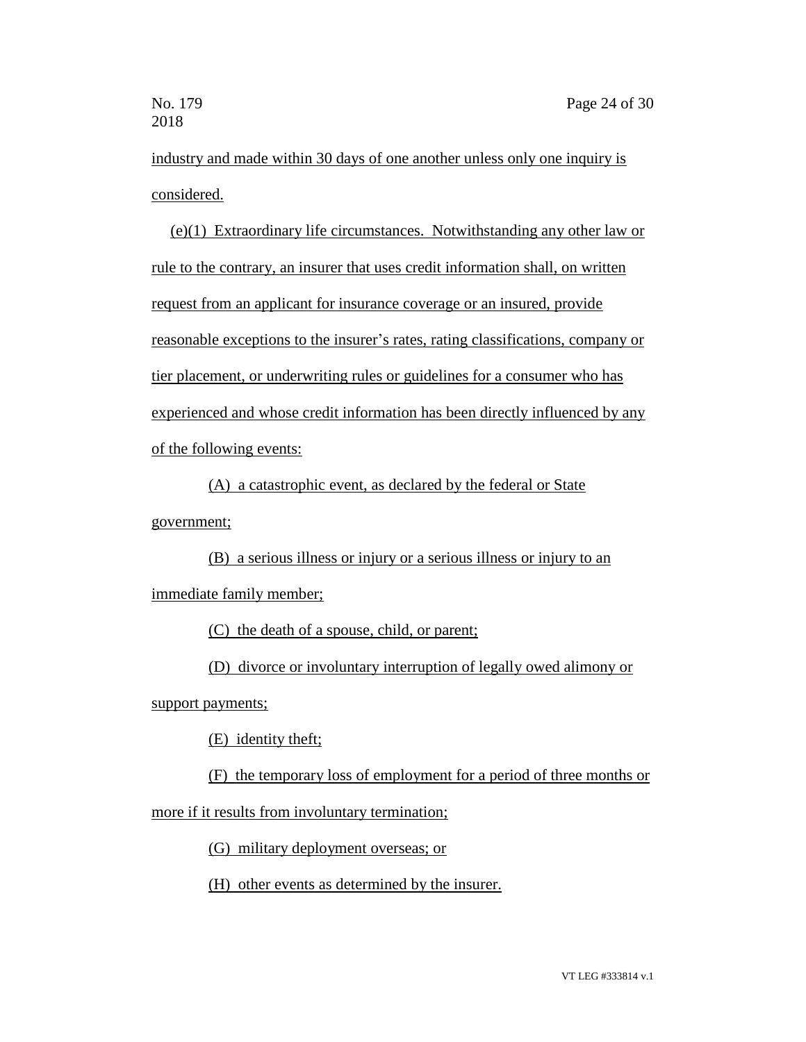industry and made within 30 days of one another unless only one inquiry is considered.

(e)(1) Extraordinary life circumstances. Notwithstanding any other law or rule to the contrary, an insurer that uses credit information shall, on written request from an applicant for insurance coverage or an insured, provide reasonable exceptions to the insurer's rates, rating classifications, company or tier placement, or underwriting rules or guidelines for a consumer who has experienced and whose credit information has been directly influenced by any of the following events:

(A) a catastrophic event, as declared by the federal or State government;

(B) a serious illness or injury or a serious illness or injury to an immediate family member;

(C) the death of a spouse, child, or parent;

(D) divorce or involuntary interruption of legally owed alimony or support payments;

(E) identity theft;

(F) the temporary loss of employment for a period of three months or more if it results from involuntary termination;

(G) military deployment overseas; or

(H) other events as determined by the insurer.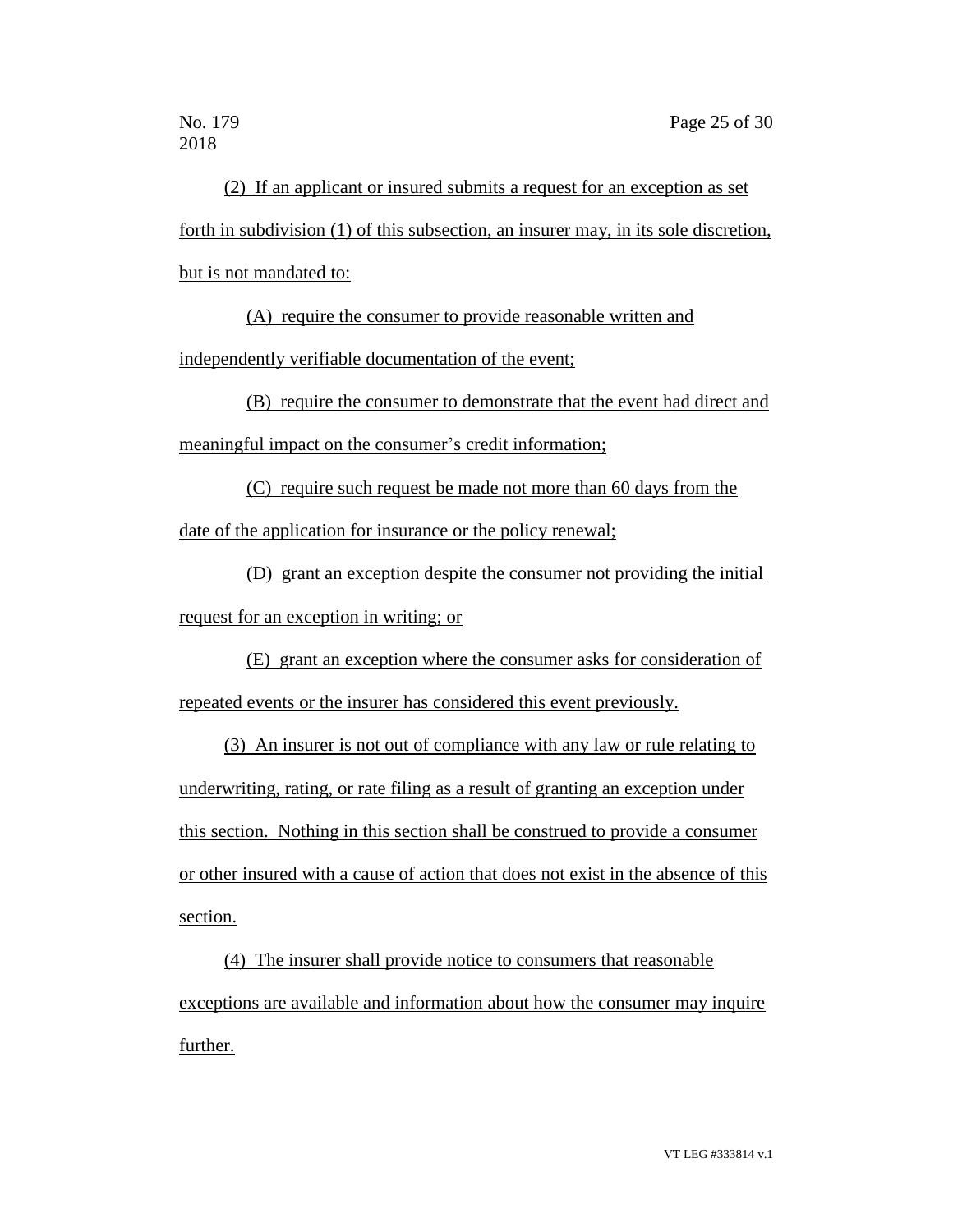(2) If an applicant or insured submits a request for an exception as set forth in subdivision (1) of this subsection, an insurer may, in its sole discretion, but is not mandated to:

(A) require the consumer to provide reasonable written and independently verifiable documentation of the event;

(B) require the consumer to demonstrate that the event had direct and meaningful impact on the consumer's credit information;

(C) require such request be made not more than 60 days from the date of the application for insurance or the policy renewal;

(D) grant an exception despite the consumer not providing the initial request for an exception in writing; or

(E) grant an exception where the consumer asks for consideration of repeated events or the insurer has considered this event previously.

(3) An insurer is not out of compliance with any law or rule relating to underwriting, rating, or rate filing as a result of granting an exception under this section. Nothing in this section shall be construed to provide a consumer or other insured with a cause of action that does not exist in the absence of this section.

(4) The insurer shall provide notice to consumers that reasonable exceptions are available and information about how the consumer may inquire further.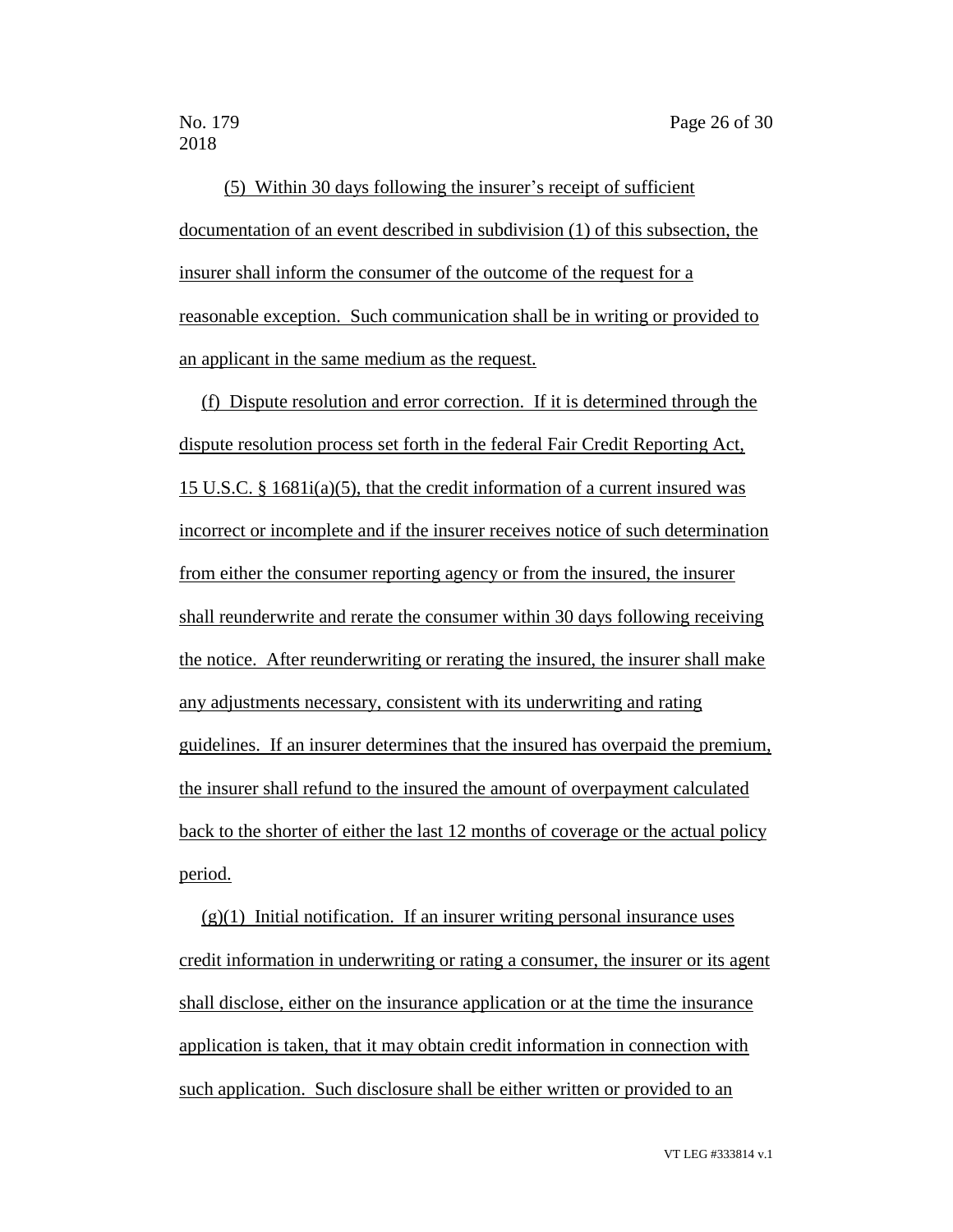(5) Within 30 days following the insurer's receipt of sufficient documentation of an event described in subdivision (1) of this subsection, the insurer shall inform the consumer of the outcome of the request for a reasonable exception. Such communication shall be in writing or provided to an applicant in the same medium as the request.

(f) Dispute resolution and error correction. If it is determined through the dispute resolution process set forth in the federal Fair Credit Reporting Act, 15 U.S.C. § 1681i(a)(5), that the credit information of a current insured was incorrect or incomplete and if the insurer receives notice of such determination from either the consumer reporting agency or from the insured, the insurer shall reunderwrite and rerate the consumer within 30 days following receiving the notice. After reunderwriting or rerating the insured, the insurer shall make any adjustments necessary, consistent with its underwriting and rating guidelines. If an insurer determines that the insured has overpaid the premium, the insurer shall refund to the insured the amount of overpayment calculated back to the shorter of either the last 12 months of coverage or the actual policy period.

(g)(1) Initial notification. If an insurer writing personal insurance uses credit information in underwriting or rating a consumer, the insurer or its agent shall disclose, either on the insurance application or at the time the insurance application is taken, that it may obtain credit information in connection with such application. Such disclosure shall be either written or provided to an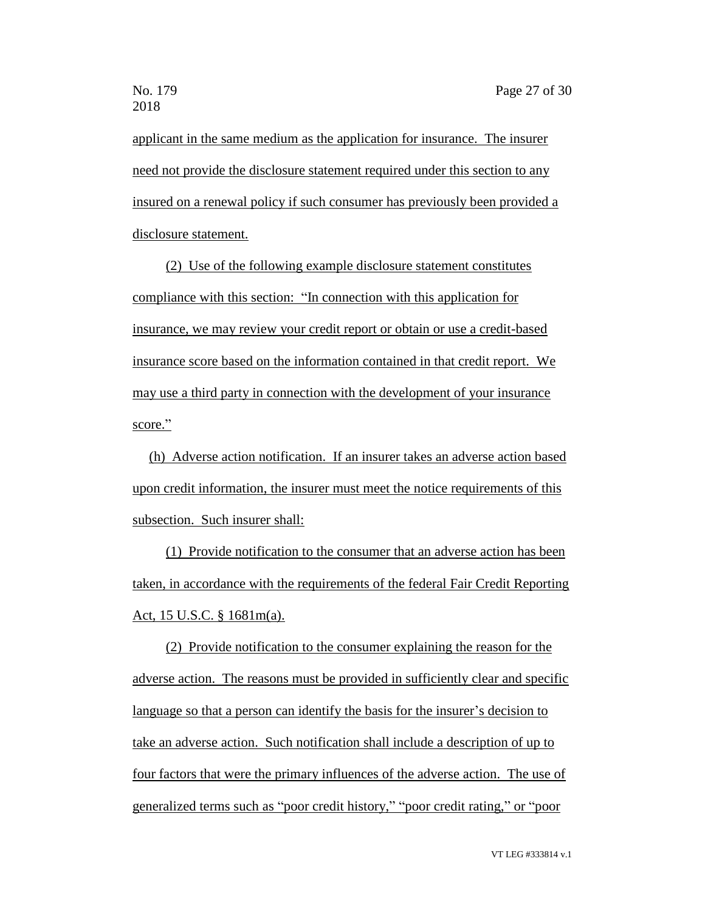applicant in the same medium as the application for insurance. The insurer need not provide the disclosure statement required under this section to any insured on a renewal policy if such consumer has previously been provided a disclosure statement.

(2) Use of the following example disclosure statement constitutes compliance with this section: "In connection with this application for insurance, we may review your credit report or obtain or use a credit-based insurance score based on the information contained in that credit report. We may use a third party in connection with the development of your insurance score."

(h) Adverse action notification. If an insurer takes an adverse action based upon credit information, the insurer must meet the notice requirements of this subsection. Such insurer shall:

(1) Provide notification to the consumer that an adverse action has been taken, in accordance with the requirements of the federal Fair Credit Reporting Act, 15 U.S.C. § 1681m(a).

(2) Provide notification to the consumer explaining the reason for the adverse action. The reasons must be provided in sufficiently clear and specific language so that a person can identify the basis for the insurer's decision to take an adverse action. Such notification shall include a description of up to four factors that were the primary influences of the adverse action. The use of generalized terms such as "poor credit history," "poor credit rating," or "poor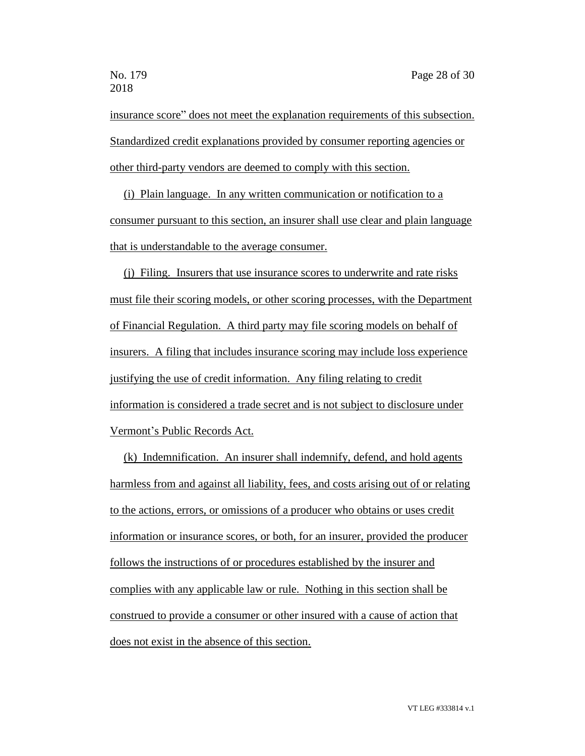insurance score" does not meet the explanation requirements of this subsection. Standardized credit explanations provided by consumer reporting agencies or other third-party vendors are deemed to comply with this section.

(i) Plain language. In any written communication or notification to a consumer pursuant to this section, an insurer shall use clear and plain language that is understandable to the average consumer.

(j) Filing. Insurers that use insurance scores to underwrite and rate risks must file their scoring models, or other scoring processes, with the Department of Financial Regulation. A third party may file scoring models on behalf of insurers. A filing that includes insurance scoring may include loss experience justifying the use of credit information. Any filing relating to credit information is considered a trade secret and is not subject to disclosure under Vermont's Public Records Act.

(k) Indemnification. An insurer shall indemnify, defend, and hold agents harmless from and against all liability, fees, and costs arising out of or relating to the actions, errors, or omissions of a producer who obtains or uses credit information or insurance scores, or both, for an insurer, provided the producer follows the instructions of or procedures established by the insurer and complies with any applicable law or rule. Nothing in this section shall be construed to provide a consumer or other insured with a cause of action that does not exist in the absence of this section.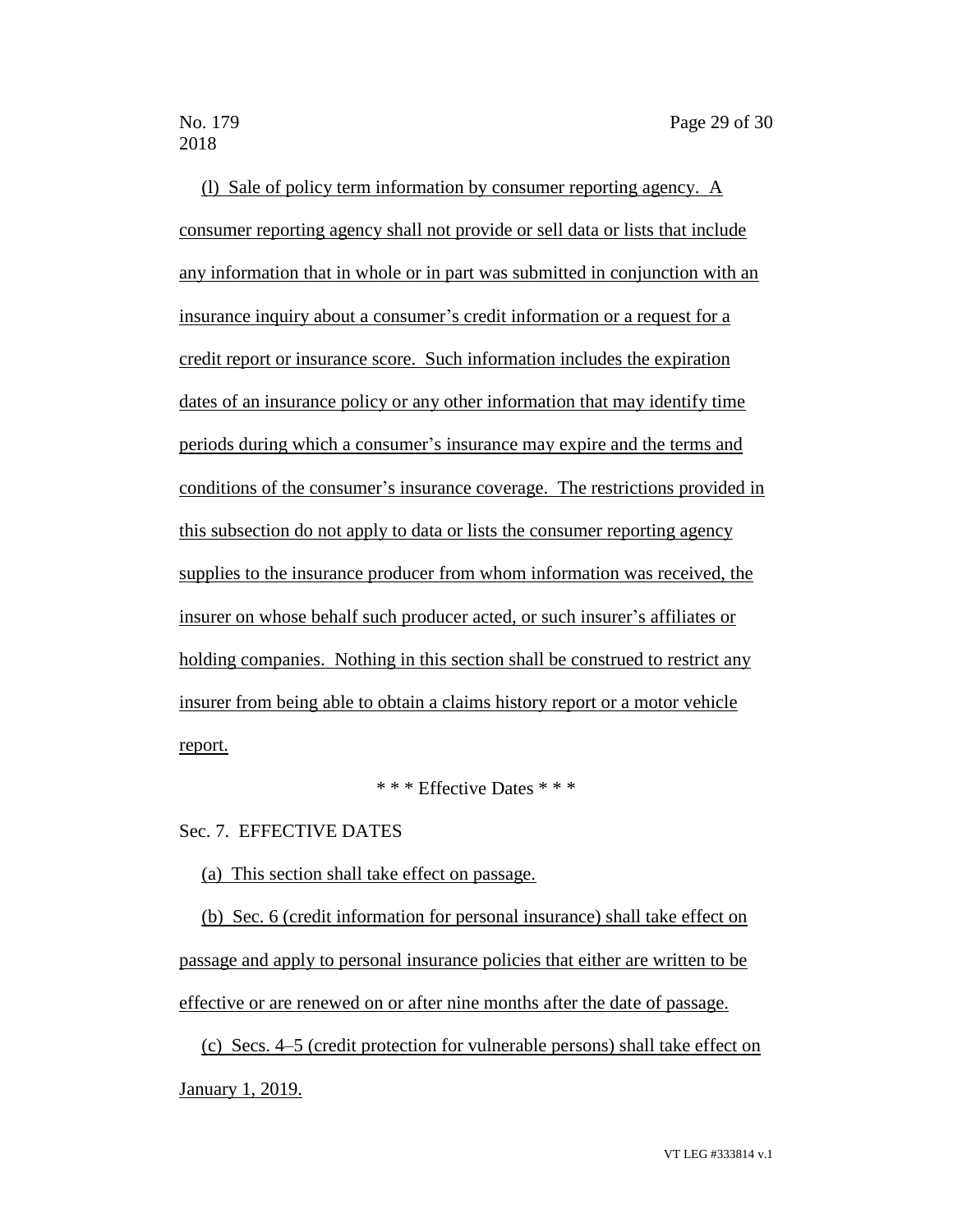(l) Sale of policy term information by consumer reporting agency. A consumer reporting agency shall not provide or sell data or lists that include any information that in whole or in part was submitted in conjunction with an insurance inquiry about a consumer's credit information or a request for a credit report or insurance score. Such information includes the expiration dates of an insurance policy or any other information that may identify time periods during which a consumer's insurance may expire and the terms and conditions of the consumer's insurance coverage. The restrictions provided in this subsection do not apply to data or lists the consumer reporting agency supplies to the insurance producer from whom information was received, the insurer on whose behalf such producer acted, or such insurer's affiliates or holding companies. Nothing in this section shall be construed to restrict any insurer from being able to obtain a claims history report or a motor vehicle report.

\* \* \* Effective Dates \* \* \*

Sec. 7. EFFECTIVE DATES

(a) This section shall take effect on passage.

(b) Sec. 6 (credit information for personal insurance) shall take effect on passage and apply to personal insurance policies that either are written to be effective or are renewed on or after nine months after the date of passage.

(c) Secs. 4–5 (credit protection for vulnerable persons) shall take effect on January 1, 2019.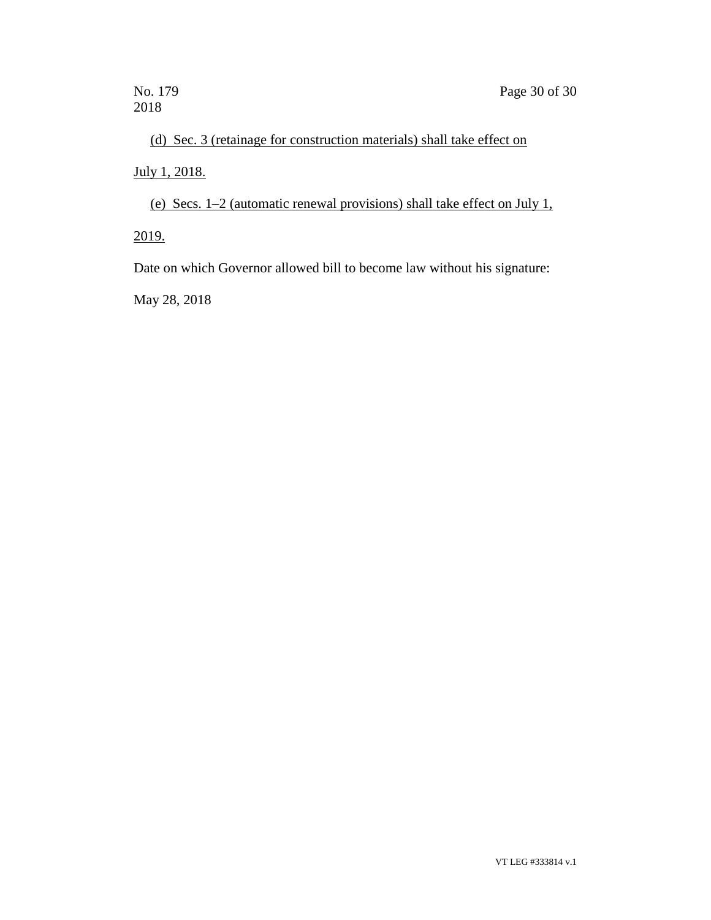(d) Sec. 3 (retainage for construction materials) shall take effect on July 1, 2018.

(e) Secs. 1–2 (automatic renewal provisions) shall take effect on July 1, 2019.

Date on which Governor allowed bill to become law without his signature:

May 28, 2018